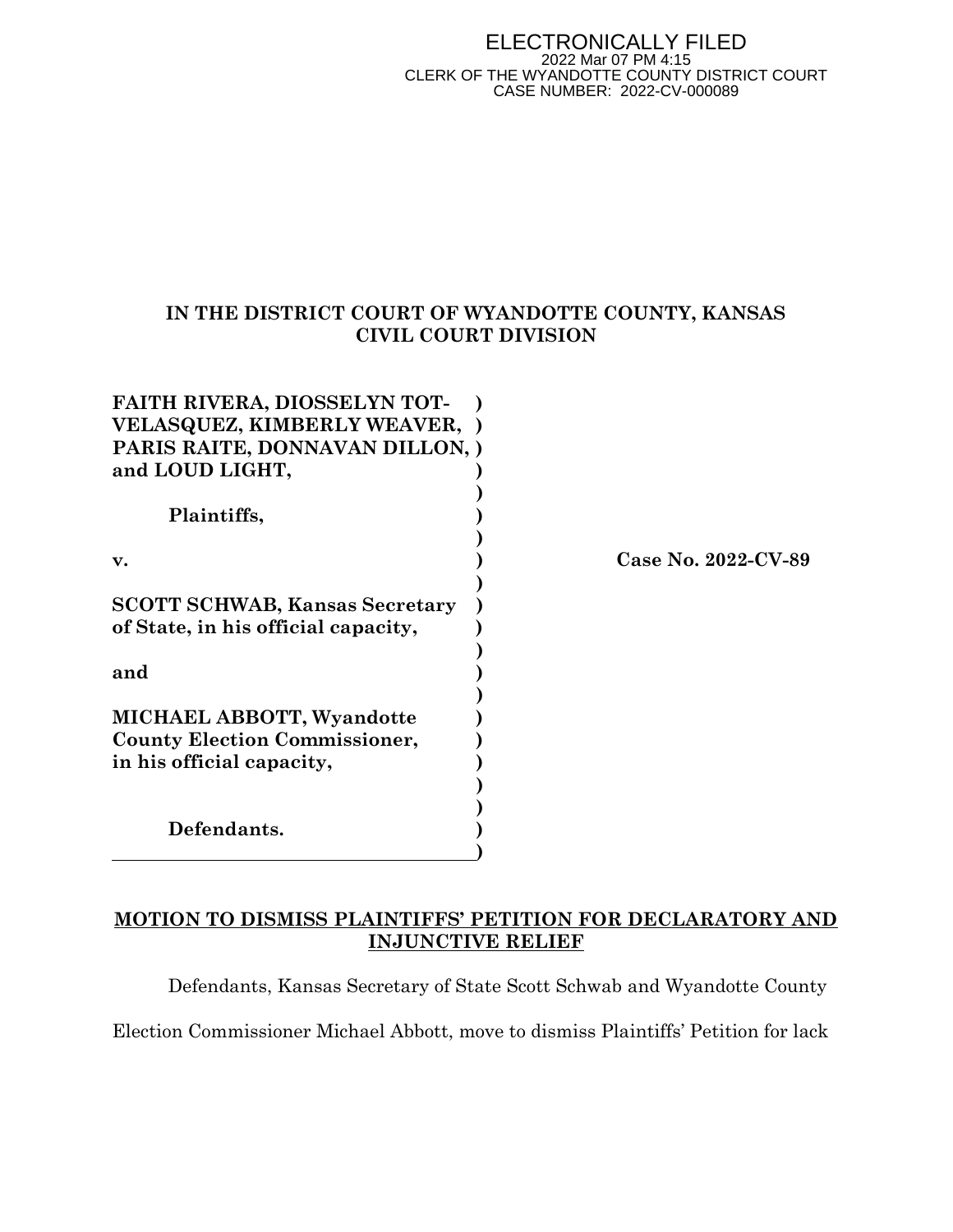ELECTRONICALLY FILED
2022 Mar 07 PM 4:15
CLERK OF THE WYANDOTTE COUNTY DISTRICT COURT
CASE NUMBER: 2022-CV-000089

**IN THE DISTRICT COURT OF WYANDOTTE COUNTY, KANSAS**
**CIVIL COURT DIVISION**

**FAITH RIVERA, DIOSSELYN TOT-VELASQUEZ, KIMBERLY WEAVER, PARIS RAITE, DONNAVAN DILLON, and LOUD LIGHT,**

**Plaintiffs,**

**v.**

**SCOTT SCHWAB, Kansas Secretary of State, in his official capacity,**

**and**

**MICHAEL ABBOTT, Wyandotte County Election Commissioner, in his official capacity,**

**Defendants.**

**Case No. 2022-CV-89**

**<u>MOTION TO DISMISS PLAINTIFFS' PETITION FOR DECLARATORY AND INJUNCTIVE RELIEF</u>**

Defendants, Kansas Secretary of State Scott Schwab and Wyandotte County Election Commissioner Michael Abbott, move to dismiss Plaintiffs' Petition for lack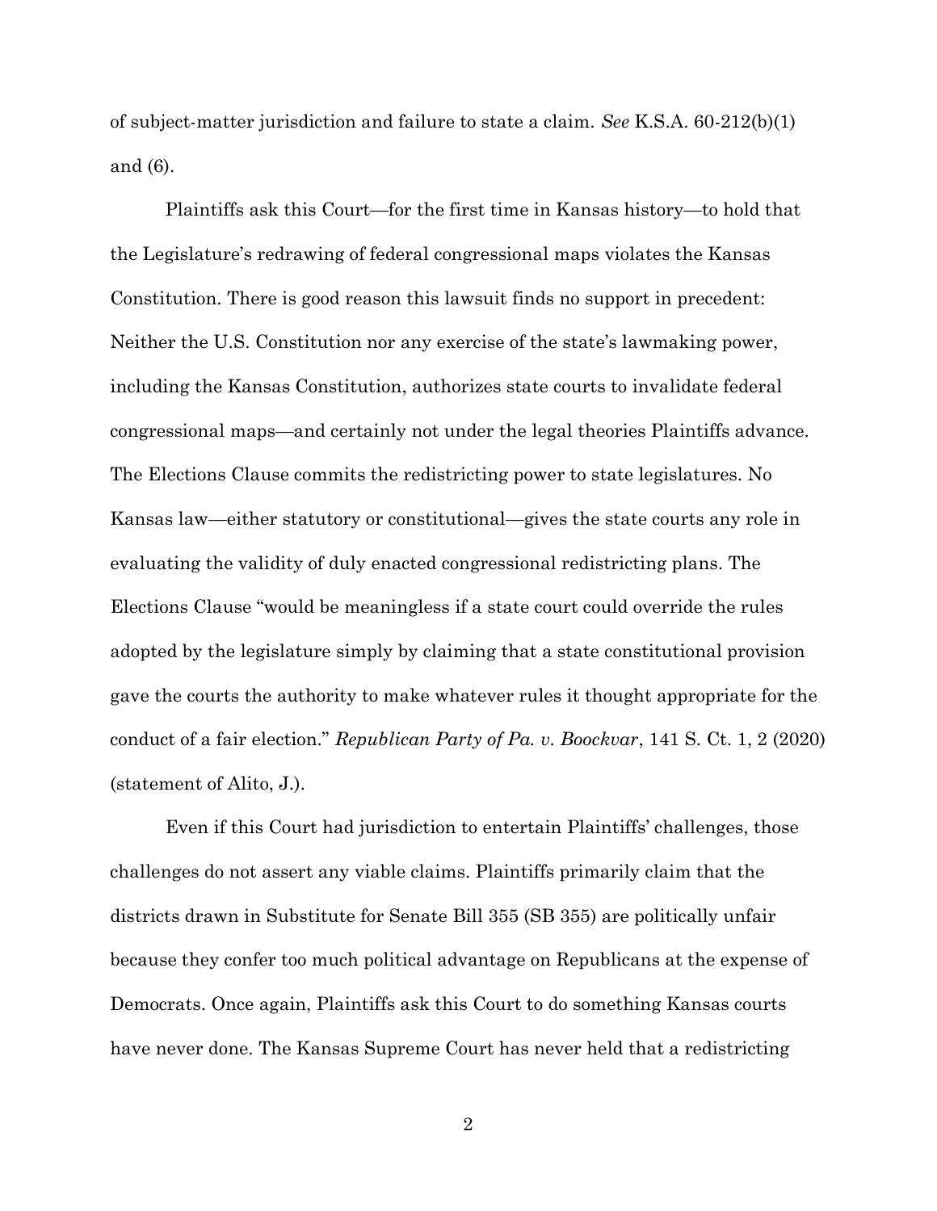of subject-matter jurisdiction and failure to state a claim. *See* K.S.A. 60-212(b)(1) and (6).

Plaintiffs ask this Court—for the first time in Kansas history—to hold that the Legislature's redrawing of federal congressional maps violates the Kansas Constitution. There is good reason this lawsuit finds no support in precedent: Neither the U.S. Constitution nor any exercise of the state's lawmaking power, including the Kansas Constitution, authorizes state courts to invalidate federal congressional maps—and certainly not under the legal theories Plaintiffs advance. The Elections Clause commits the redistricting power to state legislatures. No Kansas law—either statutory or constitutional—gives the state courts any role in evaluating the validity of duly enacted congressional redistricting plans. The Elections Clause "would be meaningless if a state court could override the rules adopted by the legislature simply by claiming that a state constitutional provision gave the courts the authority to make whatever rules it thought appropriate for the conduct of a fair election." *Republican Party of Pa. v. Boockvar*, 141 S. Ct. 1, 2 (2020) (statement of Alito, J.).

Even if this Court had jurisdiction to entertain Plaintiffs' challenges, those challenges do not assert any viable claims. Plaintiffs primarily claim that the districts drawn in Substitute for Senate Bill 355 (SB 355) are politically unfair because they confer too much political advantage on Republicans at the expense of Democrats. Once again, Plaintiffs ask this Court to do something Kansas courts have never done. The Kansas Supreme Court has never held that a redistricting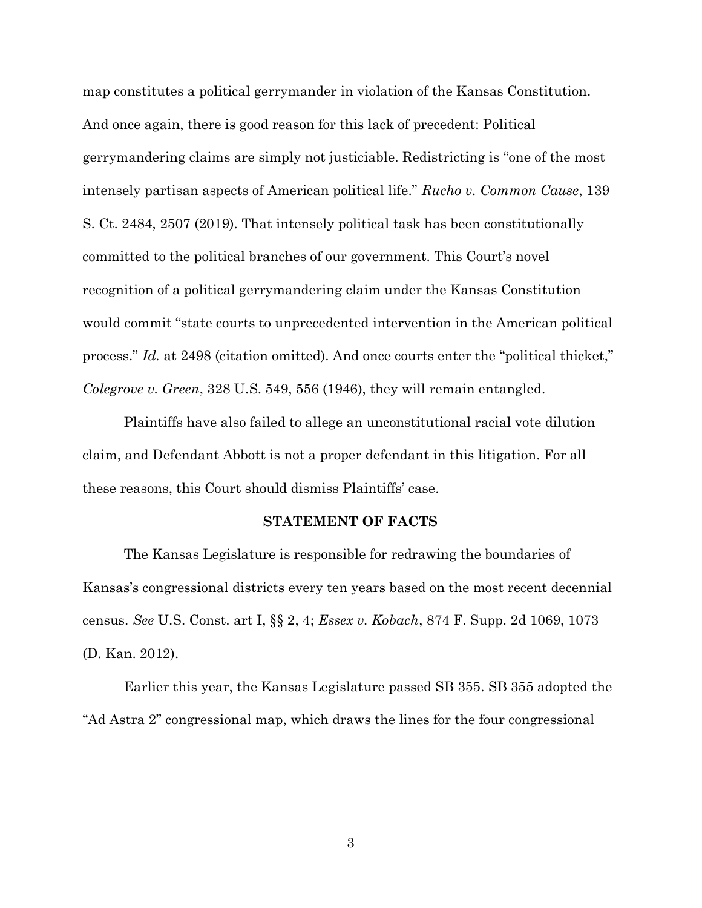map constitutes a political gerrymander in violation of the Kansas Constitution. And once again, there is good reason for this lack of precedent: Political gerrymandering claims are simply not justiciable. Redistricting is "one of the most intensely partisan aspects of American political life." *Rucho v. Common Cause*, 139 S. Ct. 2484, 2507 (2019). That intensely political task has been constitutionally committed to the political branches of our government. This Court's novel recognition of a political gerrymandering claim under the Kansas Constitution would commit "state courts to unprecedented intervention in the American political process." *Id.* at 2498 (citation omitted). And once courts enter the "political thicket," *Colegrove v. Green*, 328 U.S. 549, 556 (1946), they will remain entangled.

Plaintiffs have also failed to allege an unconstitutional racial vote dilution claim, and Defendant Abbott is not a proper defendant in this litigation. For all these reasons, this Court should dismiss Plaintiffs' case.

**STATEMENT OF FACTS**

The Kansas Legislature is responsible for redrawing the boundaries of Kansas's congressional districts every ten years based on the most recent decennial census. *See* U.S. Const. art I, §§ 2, 4; *Essex v. Kobach*, 874 F. Supp. 2d 1069, 1073 (D. Kan. 2012).

Earlier this year, the Kansas Legislature passed SB 355. SB 355 adopted the "Ad Astra 2" congressional map, which draws the lines for the four congressional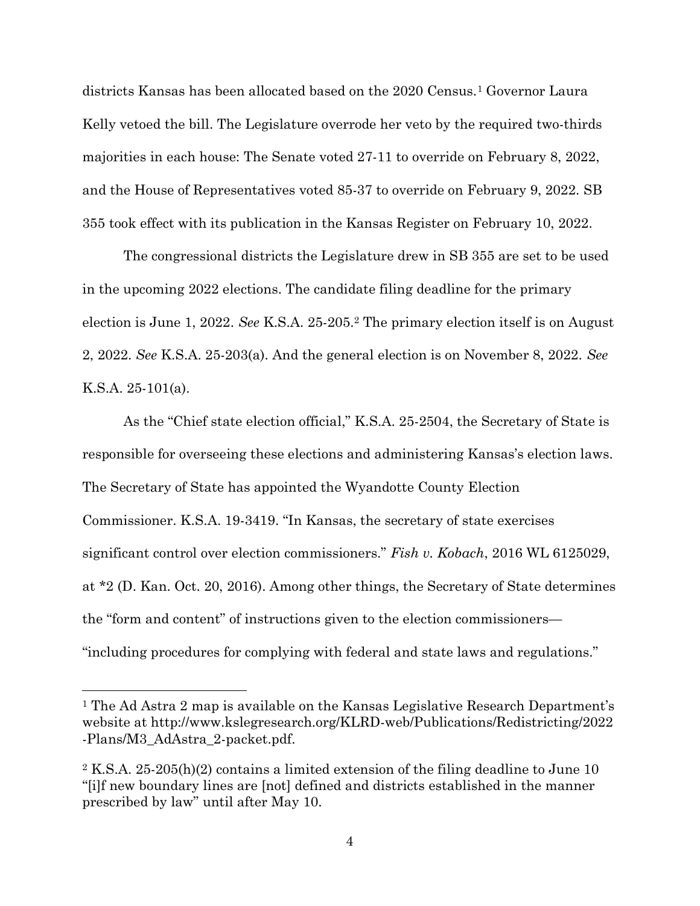districts Kansas has been allocated based on the 2020 Census.[1] Governor Laura Kelly vetoed the bill. The Legislature overrode her veto by the required two-thirds majorities in each house: The Senate voted 27-11 to override on February 8, 2022, and the House of Representatives voted 85-37 to override on February 9, 2022. SB 355 took effect with its publication in the Kansas Register on February 10, 2022.

The congressional districts the Legislature drew in SB 355 are set to be used in the upcoming 2022 elections. The candidate filing deadline for the primary election is June 1, 2022. *See* K.S.A. 25-205.[2] The primary election itself is on August 2, 2022. *See* K.S.A. 25-203(a). And the general election is on November 8, 2022. *See* K.S.A. 25-101(a).

As the "Chief state election official," K.S.A. 25-2504, the Secretary of State is responsible for overseeing these elections and administering Kansas's election laws. The Secretary of State has appointed the Wyandotte County Election Commissioner. K.S.A. 19-3419. "In Kansas, the secretary of state exercises significant control over election commissioners." *Fish v. Kobach*, 2016 WL 6125029, at *2 (D. Kan. Oct. 20, 2016). Among other things, the Secretary of State determines the "form and content" of instructions given to the election commissioners—"including procedures for complying with federal and state laws and regulations."

---

[1] The Ad Astra 2 map is available on the Kansas Legislative Research Department's website at http://www.kslegresearch.org/KLRD-web/Publications/Redistricting/2022-Plans/M3_AdAstra_2-packet.pdf.

[2] K.S.A. 25-205(h)(2) contains a limited extension of the filing deadline to June 10 "[i]f new boundary lines are [not] defined and districts established in the manner prescribed by law" until after May 10.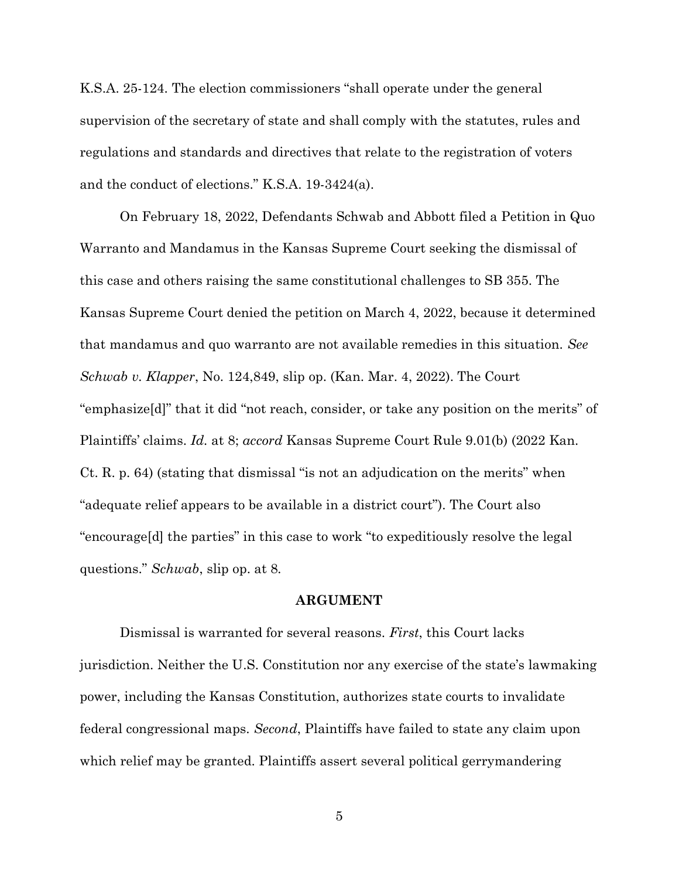K.S.A. 25-124. The election commissioners "shall operate under the general supervision of the secretary of state and shall comply with the statutes, rules and regulations and standards and directives that relate to the registration of voters and the conduct of elections." K.S.A. 19-3424(a).

On February 18, 2022, Defendants Schwab and Abbott filed a Petition in Quo Warranto and Mandamus in the Kansas Supreme Court seeking the dismissal of this case and others raising the same constitutional challenges to SB 355. The Kansas Supreme Court denied the petition on March 4, 2022, because it determined that mandamus and quo warranto are not available remedies in this situation. *See Schwab v. Klapper*, No. 124,849, slip op. (Kan. Mar. 4, 2022). The Court "emphasize[d]" that it did "not reach, consider, or take any position on the merits" of Plaintiffs' claims. *Id.* at 8; *accord* Kansas Supreme Court Rule 9.01(b) (2022 Kan. Ct. R. p. 64) (stating that dismissal "is not an adjudication on the merits" when "adequate relief appears to be available in a district court"). The Court also "encourage[d] the parties" in this case to work "to expeditiously resolve the legal questions." *Schwab*, slip op. at 8.

## ARGUMENT

Dismissal is warranted for several reasons. *First*, this Court lacks jurisdiction. Neither the U.S. Constitution nor any exercise of the state's lawmaking power, including the Kansas Constitution, authorizes state courts to invalidate federal congressional maps. *Second*, Plaintiffs have failed to state any claim upon which relief may be granted. Plaintiffs assert several political gerrymandering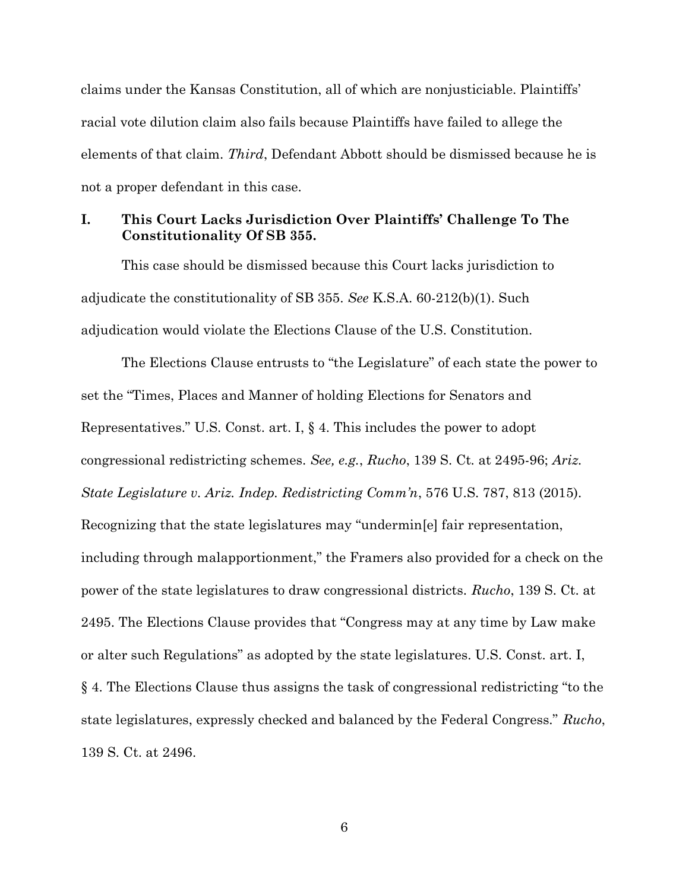claims under the Kansas Constitution, all of which are nonjusticiable. Plaintiffs' racial vote dilution claim also fails because Plaintiffs have failed to allege the elements of that claim. *Third*, Defendant Abbott should be dismissed because he is not a proper defendant in this case.

## I. This Court Lacks Jurisdiction Over Plaintiffs' Challenge To The Constitutionality Of SB 355.

This case should be dismissed because this Court lacks jurisdiction to adjudicate the constitutionality of SB 355. *See* K.S.A. 60-212(b)(1). Such adjudication would violate the Elections Clause of the U.S. Constitution.

The Elections Clause entrusts to "the Legislature" of each state the power to set the "Times, Places and Manner of holding Elections for Senators and Representatives." U.S. Const. art. I, § 4. This includes the power to adopt congressional redistricting schemes. *See, e.g.*, *Rucho*, 139 S. Ct. at 2495-96; *Ariz. State Legislature v. Ariz. Indep. Redistricting Comm'n*, 576 U.S. 787, 813 (2015). Recognizing that the state legislatures may "undermin[e] fair representation, including through malapportionment," the Framers also provided for a check on the power of the state legislatures to draw congressional districts. *Rucho*, 139 S. Ct. at 2495. The Elections Clause provides that "Congress may at any time by Law make or alter such Regulations" as adopted by the state legislatures. U.S. Const. art. I, § 4. The Elections Clause thus assigns the task of congressional redistricting "to the state legislatures, expressly checked and balanced by the Federal Congress." *Rucho*, 139 S. Ct. at 2496.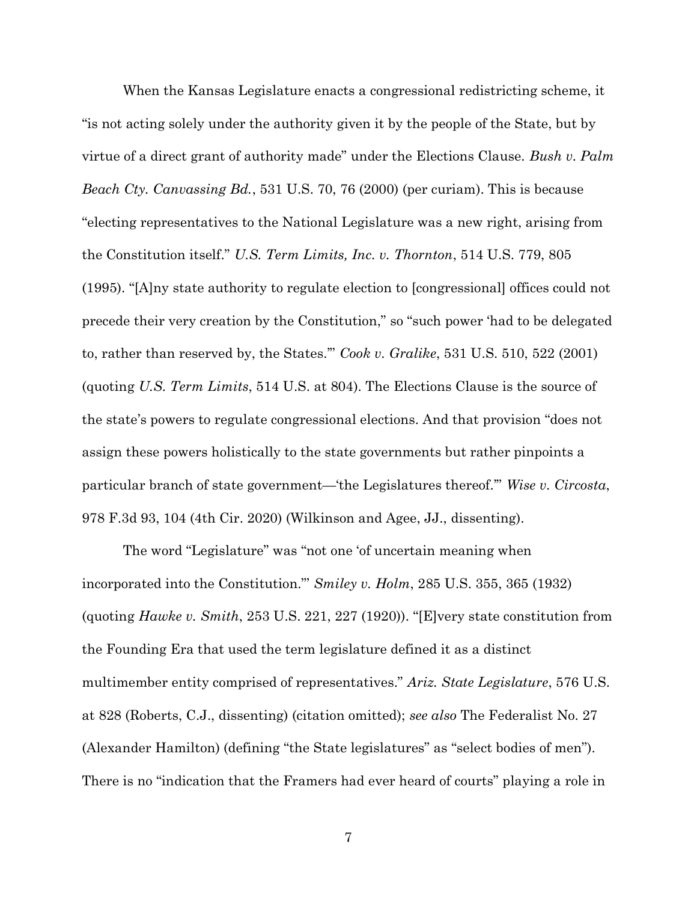When the Kansas Legislature enacts a congressional redistricting scheme, it "is not acting solely under the authority given it by the people of the State, but by virtue of a direct grant of authority made" under the Elections Clause. *Bush v. Palm Beach Cty. Canvassing Bd.*, 531 U.S. 70, 76 (2000) (per curiam). This is because "electing representatives to the National Legislature was a new right, arising from the Constitution itself." *U.S. Term Limits, Inc. v. Thornton*, 514 U.S. 779, 805 (1995). "[A]ny state authority to regulate election to [congressional] offices could not precede their very creation by the Constitution," so "such power 'had to be delegated to, rather than reserved by, the States.'" *Cook v. Gralike*, 531 U.S. 510, 522 (2001) (quoting *U.S. Term Limits*, 514 U.S. at 804). The Elections Clause is the source of the state's powers to regulate congressional elections. And that provision "does not assign these powers holistically to the state governments but rather pinpoints a particular branch of state government—'the Legislatures thereof.'" *Wise v. Circosta*, 978 F.3d 93, 104 (4th Cir. 2020) (Wilkinson and Agee, JJ., dissenting).

The word "Legislature" was "not one 'of uncertain meaning when incorporated into the Constitution.'" *Smiley v. Holm*, 285 U.S. 355, 365 (1932) (quoting *Hawke v. Smith*, 253 U.S. 221, 227 (1920)). "[E]very state constitution from the Founding Era that used the term legislature defined it as a distinct multimember entity comprised of representatives." *Ariz. State Legislature*, 576 U.S. at 828 (Roberts, C.J., dissenting) (citation omitted); *see also* The Federalist No. 27 (Alexander Hamilton) (defining "the State legislatures" as "select bodies of men"). There is no "indication that the Framers had ever heard of courts" playing a role in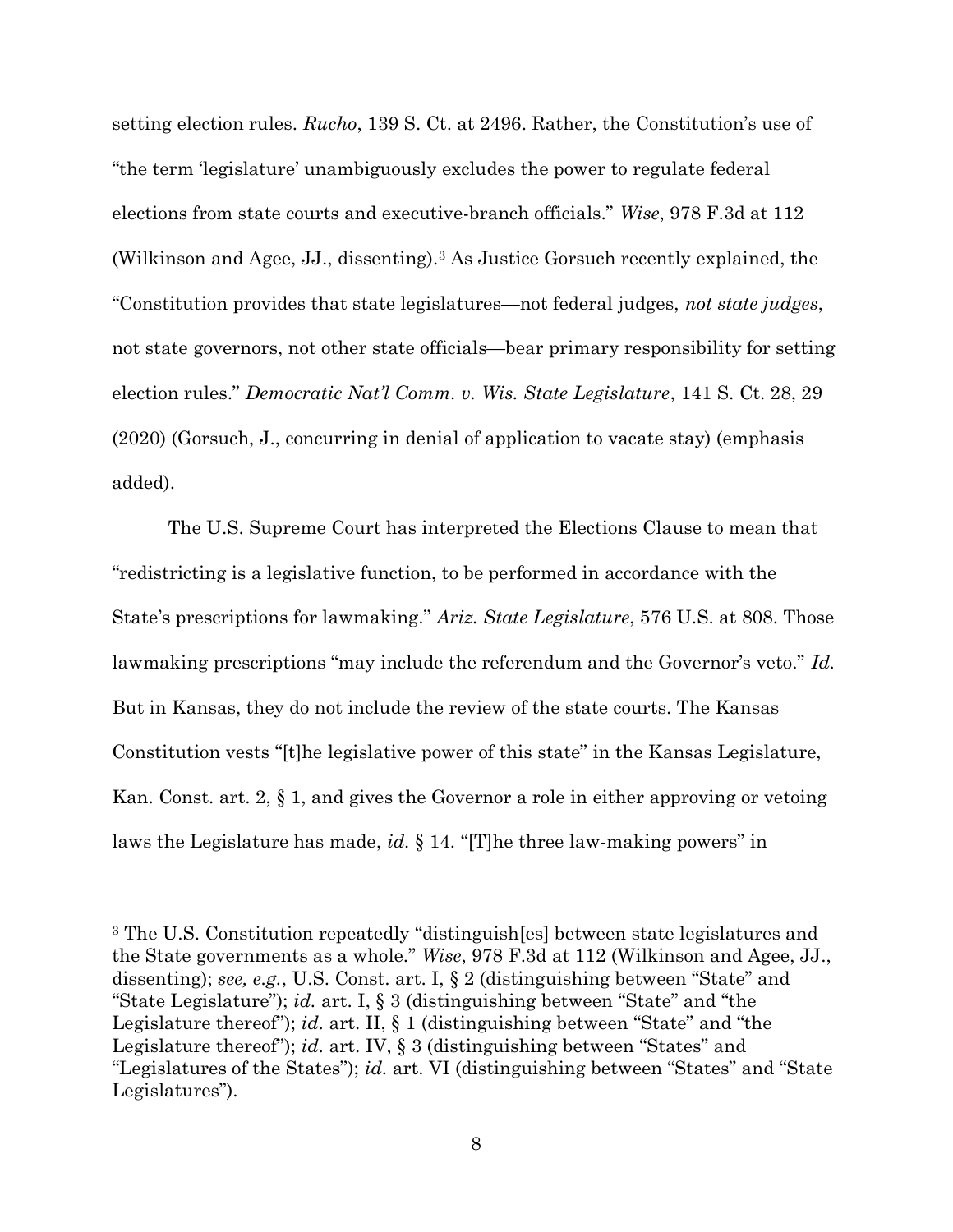setting election rules. *Rucho*, 139 S. Ct. at 2496. Rather, the Constitution's use of "the term 'legislature' unambiguously excludes the power to regulate federal elections from state courts and executive-branch officials." *Wise*, 978 F.3d at 112 (Wilkinson and Agee, JJ., dissenting).[3] As Justice Gorsuch recently explained, the "Constitution provides that state legislatures—not federal judges, *not state judges*, not state governors, not other state officials—bear primary responsibility for setting election rules." *Democratic Nat'l Comm. v. Wis. State Legislature*, 141 S. Ct. 28, 29 (2020) (Gorsuch, J., concurring in denial of application to vacate stay) (emphasis added).

The U.S. Supreme Court has interpreted the Elections Clause to mean that "redistricting is a legislative function, to be performed in accordance with the State's prescriptions for lawmaking." *Ariz. State Legislature*, 576 U.S. at 808. Those lawmaking prescriptions "may include the referendum and the Governor's veto." *Id.* But in Kansas, they do not include the review of the state courts. The Kansas Constitution vests "[t]he legislative power of this state" in the Kansas Legislature, Kan. Const. art. 2, § 1, and gives the Governor a role in either approving or vetoing laws the Legislature has made, *id.* § 14. "[T]he three law-making powers" in

---

[3] The U.S. Constitution repeatedly "distinguish[es] between state legislatures and the State governments as a whole." *Wise*, 978 F.3d at 112 (Wilkinson and Agee, JJ., dissenting); *see, e.g.*, U.S. Const. art. I, § 2 (distinguishing between "State" and "State Legislature"); *id.* art. I, § 3 (distinguishing between "State" and "the Legislature thereof"); *id.* art. II, § 1 (distinguishing between "State" and "the Legislature thereof"); *id.* art. IV, § 3 (distinguishing between "States" and "Legislatures of the States"); *id.* art. VI (distinguishing between "States" and "State Legislatures").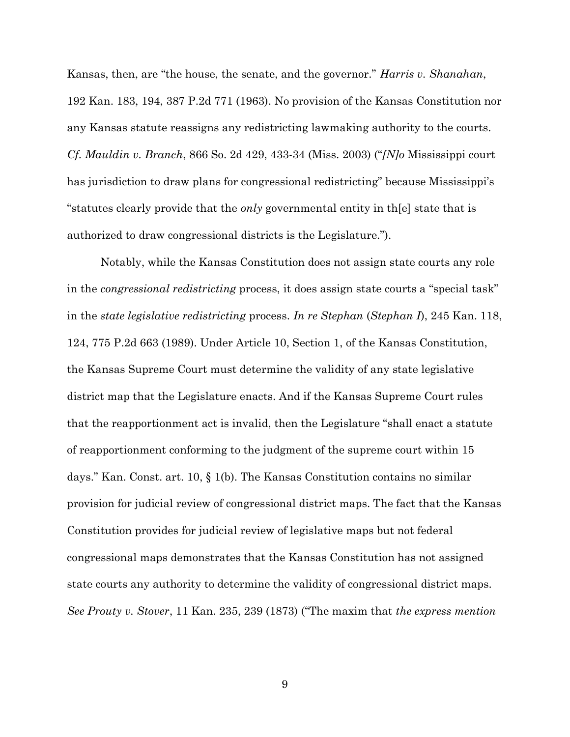Kansas, then, are "the house, the senate, and the governor." *Harris v. Shanahan*, 192 Kan. 183, 194, 387 P.2d 771 (1963). No provision of the Kansas Constitution nor any Kansas statute reassigns any redistricting lawmaking authority to the courts. *Cf. Mauldin v. Branch*, 866 So. 2d 429, 433-34 (Miss. 2003) ("*[N]o* Mississippi court has jurisdiction to draw plans for congressional redistricting" because Mississippi's "statutes clearly provide that the *only* governmental entity in th[e] state that is authorized to draw congressional districts is the Legislature.").

Notably, while the Kansas Constitution does not assign state courts any role in the *congressional redistricting* process, it does assign state courts a "special task" in the *state legislative redistricting* process. *In re Stephan* (*Stephan I*), 245 Kan. 118, 124, 775 P.2d 663 (1989). Under Article 10, Section 1, of the Kansas Constitution, the Kansas Supreme Court must determine the validity of any state legislative district map that the Legislature enacts. And if the Kansas Supreme Court rules that the reapportionment act is invalid, then the Legislature "shall enact a statute of reapportionment conforming to the judgment of the supreme court within 15 days." Kan. Const. art. 10, § 1(b). The Kansas Constitution contains no similar provision for judicial review of congressional district maps. The fact that the Kansas Constitution provides for judicial review of legislative maps but not federal congressional maps demonstrates that the Kansas Constitution has not assigned state courts any authority to determine the validity of congressional district maps. *See Prouty v. Stover*, 11 Kan. 235, 239 (1873) ("The maxim that *the express mention*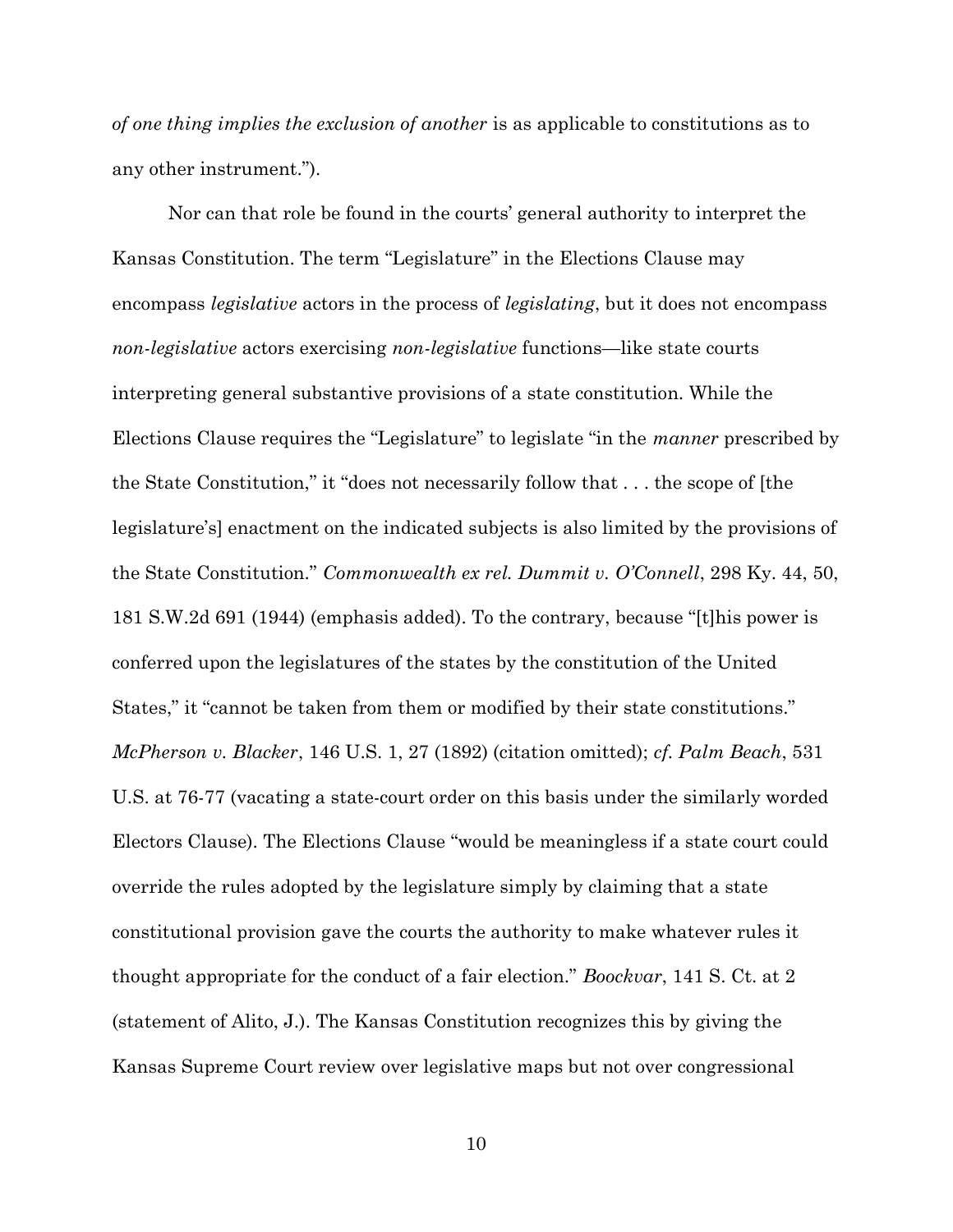*of one thing implies the exclusion of another* is as applicable to constitutions as to any other instrument.").

Nor can that role be found in the courts' general authority to interpret the Kansas Constitution. The term "Legislature" in the Elections Clause may encompass *legislative* actors in the process of *legislating*, but it does not encompass *non-legislative* actors exercising *non-legislative* functions—like state courts interpreting general substantive provisions of a state constitution. While the Elections Clause requires the "Legislature" to legislate "in the *manner* prescribed by the State Constitution," it "does not necessarily follow that . . . the scope of [the legislature's] enactment on the indicated subjects is also limited by the provisions of the State Constitution." *Commonwealth ex rel. Dummit v. O'Connell*, 298 Ky. 44, 50, 181 S.W.2d 691 (1944) (emphasis added). To the contrary, because "[t]his power is conferred upon the legislatures of the states by the constitution of the United States," it "cannot be taken from them or modified by their state constitutions." *McPherson v. Blacker*, 146 U.S. 1, 27 (1892) (citation omitted); *cf. Palm Beach*, 531 U.S. at 76-77 (vacating a state-court order on this basis under the similarly worded Electors Clause). The Elections Clause "would be meaningless if a state court could override the rules adopted by the legislature simply by claiming that a state constitutional provision gave the courts the authority to make whatever rules it thought appropriate for the conduct of a fair election." *Boockvar*, 141 S. Ct. at 2 (statement of Alito, J.). The Kansas Constitution recognizes this by giving the Kansas Supreme Court review over legislative maps but not over congressional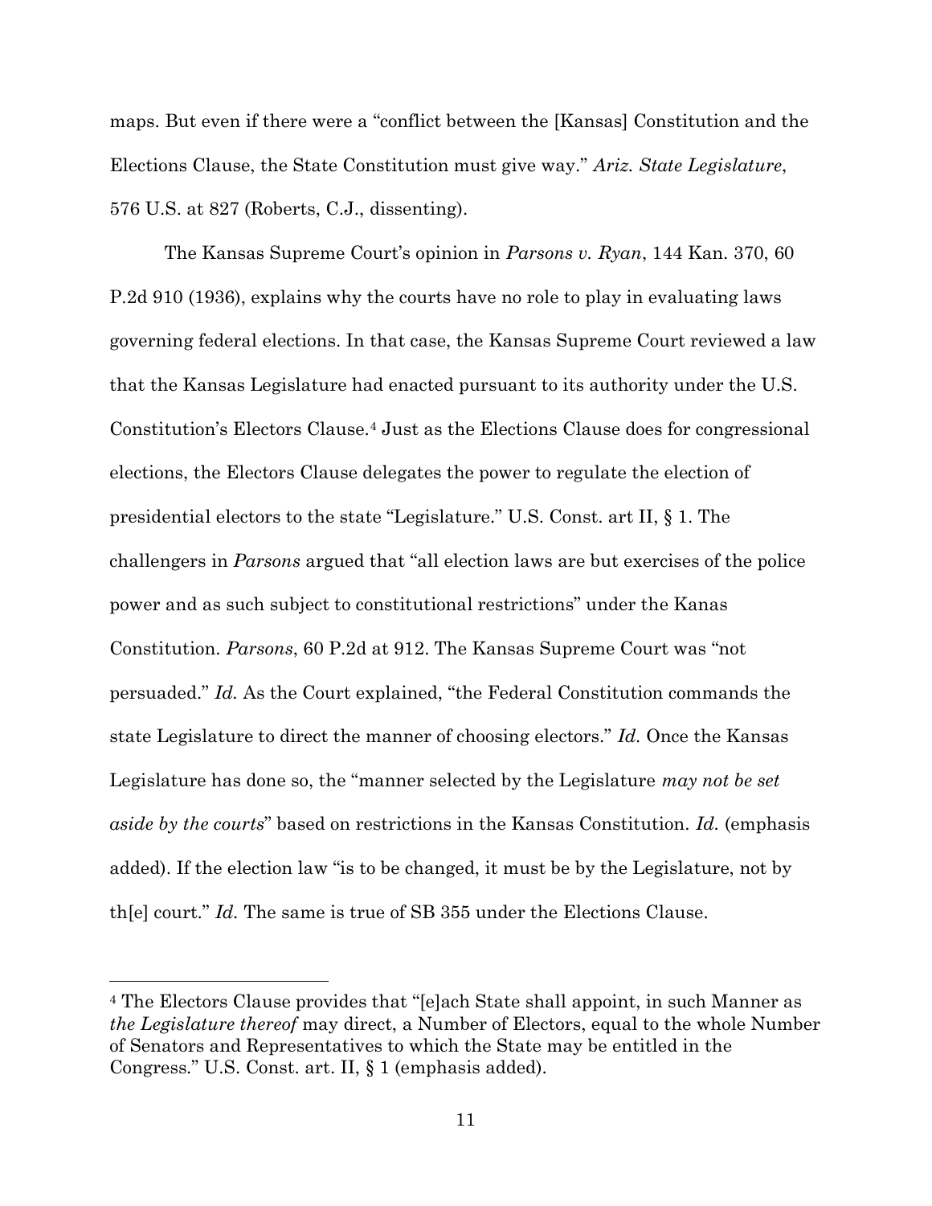maps. But even if there were a "conflict between the [Kansas] Constitution and the Elections Clause, the State Constitution must give way." *Ariz. State Legislature*, 576 U.S. at 827 (Roberts, C.J., dissenting).

The Kansas Supreme Court's opinion in *Parsons v. Ryan*, 144 Kan. 370, 60 P.2d 910 (1936), explains why the courts have no role to play in evaluating laws governing federal elections. In that case, the Kansas Supreme Court reviewed a law that the Kansas Legislature had enacted pursuant to its authority under the U.S. Constitution's Electors Clause.[4] Just as the Elections Clause does for congressional elections, the Electors Clause delegates the power to regulate the election of presidential electors to the state "Legislature." U.S. Const. art II, § 1. The challengers in *Parsons* argued that "all election laws are but exercises of the police power and as such subject to constitutional restrictions" under the Kanas Constitution. *Parsons*, 60 P.2d at 912. The Kansas Supreme Court was "not persuaded." *Id.* As the Court explained, "the Federal Constitution commands the state Legislature to direct the manner of choosing electors." *Id.* Once the Kansas Legislature has done so, the "manner selected by the Legislature *may not be set aside by the courts*" based on restrictions in the Kansas Constitution. *Id.* (emphasis added). If the election law "is to be changed, it must be by the Legislature, not by th[e] court." *Id.* The same is true of SB 355 under the Elections Clause.

---

[4] The Electors Clause provides that "[e]ach State shall appoint, in such Manner as *the Legislature thereof* may direct, a Number of Electors, equal to the whole Number of Senators and Representatives to which the State may be entitled in the Congress." U.S. Const. art. II, § 1 (emphasis added).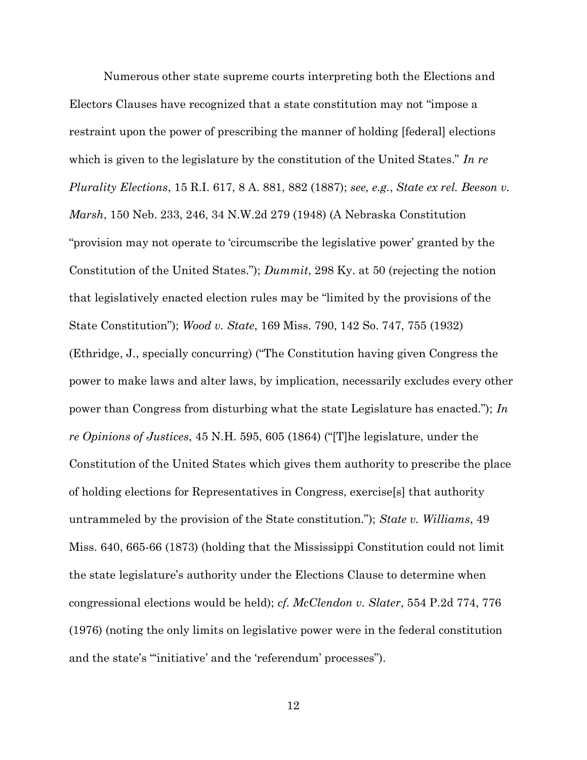Numerous other state supreme courts interpreting both the Elections and Electors Clauses have recognized that a state constitution may not "impose a restraint upon the power of prescribing the manner of holding [federal] elections which is given to the legislature by the constitution of the United States." *In re Plurality Elections*, 15 R.I. 617, 8 A. 881, 882 (1887); *see, e.g.*, *State ex rel. Beeson v. Marsh*, 150 Neb. 233, 246, 34 N.W.2d 279 (1948) (A Nebraska Constitution "provision may not operate to 'circumscribe the legislative power' granted by the Constitution of the United States."); *Dummit*, 298 Ky. at 50 (rejecting the notion that legislatively enacted election rules may be "limited by the provisions of the State Constitution"); *Wood v. State*, 169 Miss. 790, 142 So. 747, 755 (1932) (Ethridge, J., specially concurring) ("The Constitution having given Congress the power to make laws and alter laws, by implication, necessarily excludes every other power than Congress from disturbing what the state Legislature has enacted."); *In re Opinions of Justices*, 45 N.H. 595, 605 (1864) ("[T]he legislature, under the Constitution of the United States which gives them authority to prescribe the place of holding elections for Representatives in Congress, exercise[s] that authority untrammeled by the provision of the State constitution."); *State v. Williams*, 49 Miss. 640, 665-66 (1873) (holding that the Mississippi Constitution could not limit the state legislature's authority under the Elections Clause to determine when congressional elections would be held); *cf. McClendon v. Slater*, 554 P.2d 774, 776 (1976) (noting the only limits on legislative power were in the federal constitution and the state's "'initiative' and the 'referendum' processes").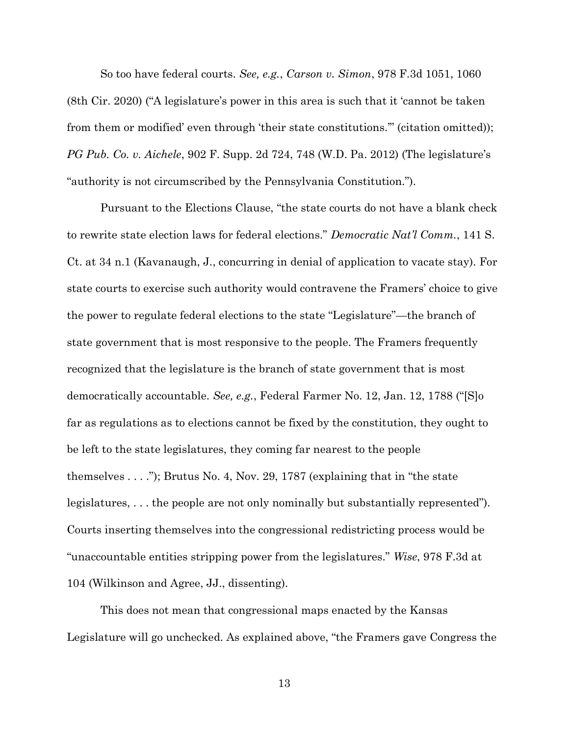So too have federal courts. *See, e.g.*, *Carson v. Simon*, 978 F.3d 1051, 1060 (8th Cir. 2020) ("A legislature's power in this area is such that it 'cannot be taken from them or modified' even through 'their state constitutions.'" (citation omitted)); *PG Pub. Co. v. Aichele*, 902 F. Supp. 2d 724, 748 (W.D. Pa. 2012) (The legislature's "authority is not circumscribed by the Pennsylvania Constitution.").

Pursuant to the Elections Clause, "the state courts do not have a blank check to rewrite state election laws for federal elections." *Democratic Nat'l Comm.*, 141 S. Ct. at 34 n.1 (Kavanaugh, J., concurring in denial of application to vacate stay). For state courts to exercise such authority would contravene the Framers' choice to give the power to regulate federal elections to the state "Legislature"—the branch of state government that is most responsive to the people. The Framers frequently recognized that the legislature is the branch of state government that is most democratically accountable. *See, e.g.*, Federal Farmer No. 12, Jan. 12, 1788 ("[S]o far as regulations as to elections cannot be fixed by the constitution, they ought to be left to the state legislatures, they coming far nearest to the people themselves . . . ."); Brutus No. 4, Nov. 29, 1787 (explaining that in "the state legislatures, . . . the people are not only nominally but substantially represented"). Courts inserting themselves into the congressional redistricting process would be "unaccountable entities stripping power from the legislatures." *Wise*, 978 F.3d at 104 (Wilkinson and Agree, JJ., dissenting).

This does not mean that congressional maps enacted by the Kansas Legislature will go unchecked. As explained above, "the Framers gave Congress the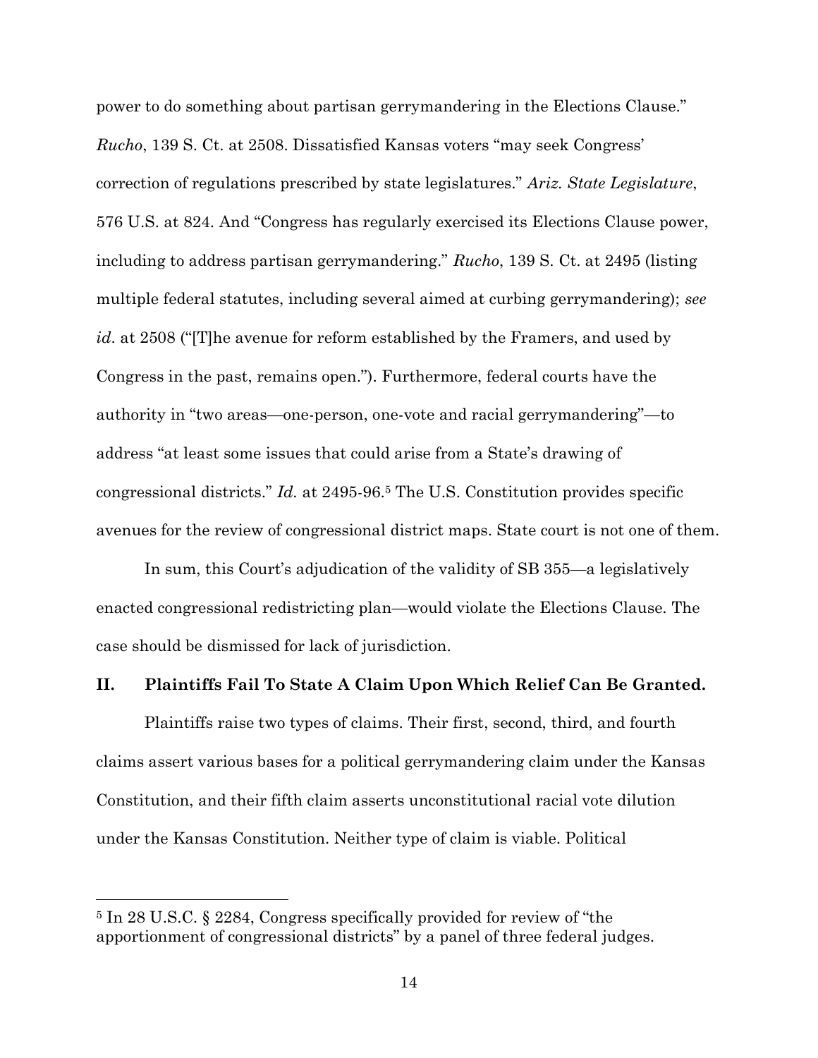power to do something about partisan gerrymandering in the Elections Clause." *Rucho*, 139 S. Ct. at 2508. Dissatisfied Kansas voters "may seek Congress' correction of regulations prescribed by state legislatures." *Ariz. State Legislature*, 576 U.S. at 824. And "Congress has regularly exercised its Elections Clause power, including to address partisan gerrymandering." *Rucho*, 139 S. Ct. at 2495 (listing multiple federal statutes, including several aimed at curbing gerrymandering); *see id*. at 2508 ("[T]he avenue for reform established by the Framers, and used by Congress in the past, remains open."). Furthermore, federal courts have the authority in "two areas—one-person, one-vote and racial gerrymandering"—to address "at least some issues that could arise from a State's drawing of congressional districts." *Id.* at 2495-96.[5] The U.S. Constitution provides specific avenues for the review of congressional district maps. State court is not one of them.

In sum, this Court's adjudication of the validity of SB 355—a legislatively enacted congressional redistricting plan—would violate the Elections Clause. The case should be dismissed for lack of jurisdiction.

## II. Plaintiffs Fail To State A Claim Upon Which Relief Can Be Granted.

Plaintiffs raise two types of claims. Their first, second, third, and fourth claims assert various bases for a political gerrymandering claim under the Kansas Constitution, and their fifth claim asserts unconstitutional racial vote dilution under the Kansas Constitution. Neither type of claim is viable. Political

[5] In 28 U.S.C. § 2284, Congress specifically provided for review of "the apportionment of congressional districts" by a panel of three federal judges.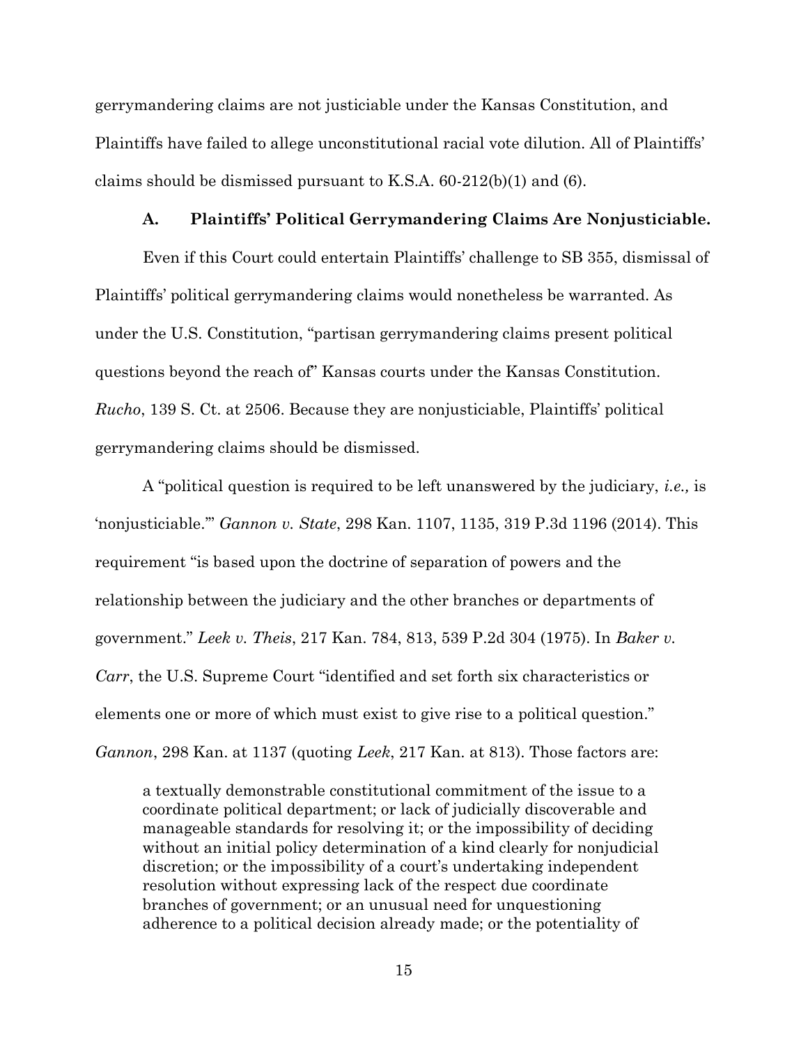gerrymandering claims are not justiciable under the Kansas Constitution, and Plaintiffs have failed to allege unconstitutional racial vote dilution. All of Plaintiffs' claims should be dismissed pursuant to K.S.A. 60-212(b)(1) and (6).

### A. Plaintiffs' Political Gerrymandering Claims Are Nonjusticiable.

Even if this Court could entertain Plaintiffs' challenge to SB 355, dismissal of Plaintiffs' political gerrymandering claims would nonetheless be warranted. As under the U.S. Constitution, "partisan gerrymandering claims present political questions beyond the reach of" Kansas courts under the Kansas Constitution. *Rucho*, 139 S. Ct. at 2506. Because they are nonjusticiable, Plaintiffs' political gerrymandering claims should be dismissed.

A "political question is required to be left unanswered by the judiciary, *i.e.,* is 'nonjusticiable.'" *Gannon v. State*, 298 Kan. 1107, 1135, 319 P.3d 1196 (2014). This requirement "is based upon the doctrine of separation of powers and the relationship between the judiciary and the other branches or departments of government." *Leek v. Theis*, 217 Kan. 784, 813, 539 P.2d 304 (1975). In *Baker v. Carr*, the U.S. Supreme Court "identified and set forth six characteristics or elements one or more of which must exist to give rise to a political question." *Gannon*, 298 Kan. at 1137 (quoting *Leek*, 217 Kan. at 813). Those factors are:

> a textually demonstrable constitutional commitment of the issue to a coordinate political department; or lack of judicially discoverable and manageable standards for resolving it; or the impossibility of deciding without an initial policy determination of a kind clearly for nonjudicial discretion; or the impossibility of a court's undertaking independent resolution without expressing lack of the respect due coordinate branches of government; or an unusual need for unquestioning adherence to a political decision already made; or the potentiality of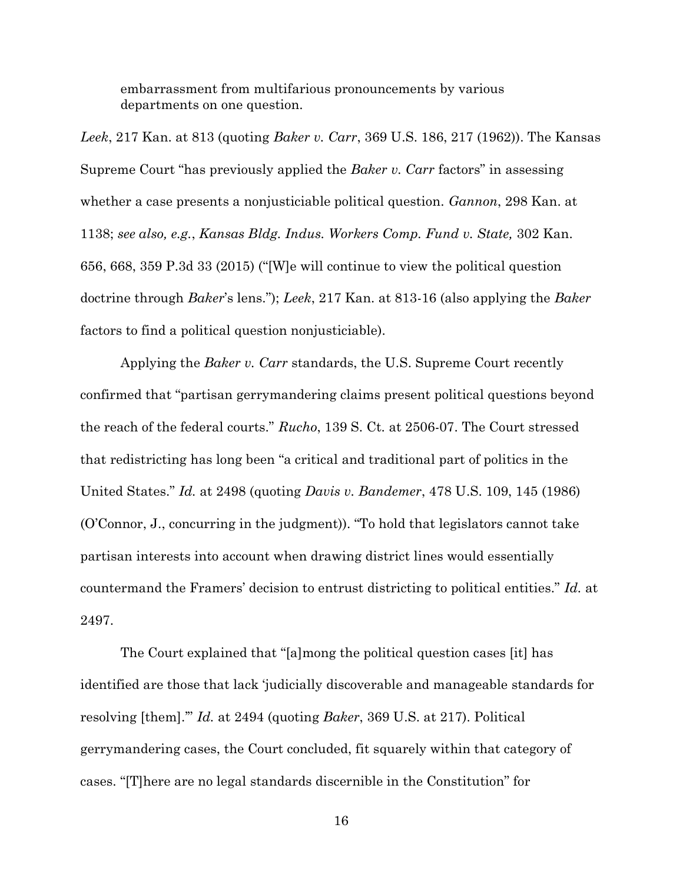> embarrassment from multifarious pronouncements by various departments on one question.

*Leek*, 217 Kan. at 813 (quoting *Baker v. Carr*, 369 U.S. 186, 217 (1962)). The Kansas Supreme Court "has previously applied the *Baker v. Carr* factors" in assessing whether a case presents a nonjusticiable political question. *Gannon*, 298 Kan. at 1138; *see also, e.g.*, *Kansas Bldg. Indus. Workers Comp. Fund v. State,* 302 Kan. 656, 668, 359 P.3d 33 (2015) ("[W]e will continue to view the political question doctrine through *Baker*'s lens."); *Leek*, 217 Kan. at 813-16 (also applying the *Baker* factors to find a political question nonjusticiable).

Applying the *Baker v. Carr* standards, the U.S. Supreme Court recently confirmed that "partisan gerrymandering claims present political questions beyond the reach of the federal courts." *Rucho*, 139 S. Ct. at 2506-07. The Court stressed that redistricting has long been "a critical and traditional part of politics in the United States." *Id.* at 2498 (quoting *Davis v. Bandemer*, 478 U.S. 109, 145 (1986) (O'Connor, J., concurring in the judgment)). "To hold that legislators cannot take partisan interests into account when drawing district lines would essentially countermand the Framers' decision to entrust districting to political entities." *Id.* at 2497.

The Court explained that "[a]mong the political question cases [it] has identified are those that lack 'judicially discoverable and manageable standards for resolving [them].'" *Id.* at 2494 (quoting *Baker*, 369 U.S. at 217). Political gerrymandering cases, the Court concluded, fit squarely within that category of cases. "[T]here are no legal standards discernible in the Constitution" for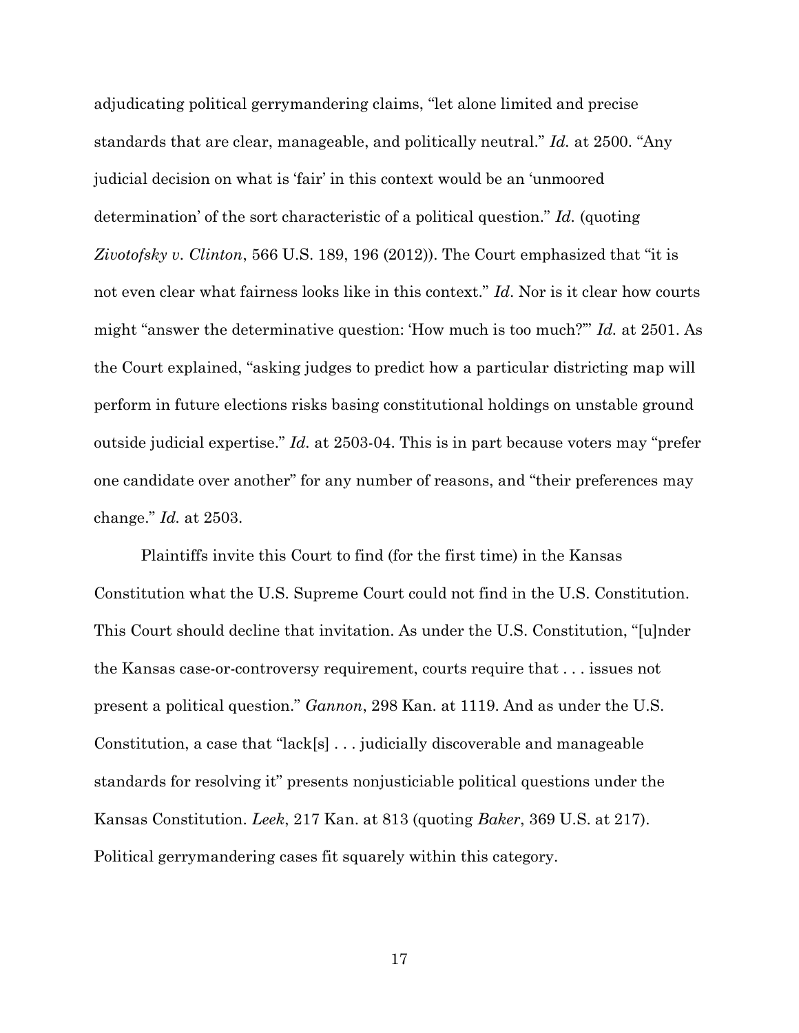adjudicating political gerrymandering claims, "let alone limited and precise standards that are clear, manageable, and politically neutral." *Id.* at 2500. "Any judicial decision on what is 'fair' in this context would be an 'unmoored determination' of the sort characteristic of a political question." *Id.* (quoting *Zivotofsky v. Clinton*, 566 U.S. 189, 196 (2012)). The Court emphasized that "it is not even clear what fairness looks like in this context." *Id*. Nor is it clear how courts might "answer the determinative question: 'How much is too much?'" *Id.* at 2501. As the Court explained, "asking judges to predict how a particular districting map will perform in future elections risks basing constitutional holdings on unstable ground outside judicial expertise." *Id.* at 2503-04. This is in part because voters may "prefer one candidate over another" for any number of reasons, and "their preferences may change." *Id.* at 2503.

Plaintiffs invite this Court to find (for the first time) in the Kansas Constitution what the U.S. Supreme Court could not find in the U.S. Constitution. This Court should decline that invitation. As under the U.S. Constitution, "[u]nder the Kansas case-or-controversy requirement, courts require that . . . issues not present a political question." *Gannon*, 298 Kan. at 1119. And as under the U.S. Constitution, a case that "lack[s] . . . judicially discoverable and manageable standards for resolving it" presents nonjusticiable political questions under the Kansas Constitution. *Leek*, 217 Kan. at 813 (quoting *Baker*, 369 U.S. at 217). Political gerrymandering cases fit squarely within this category.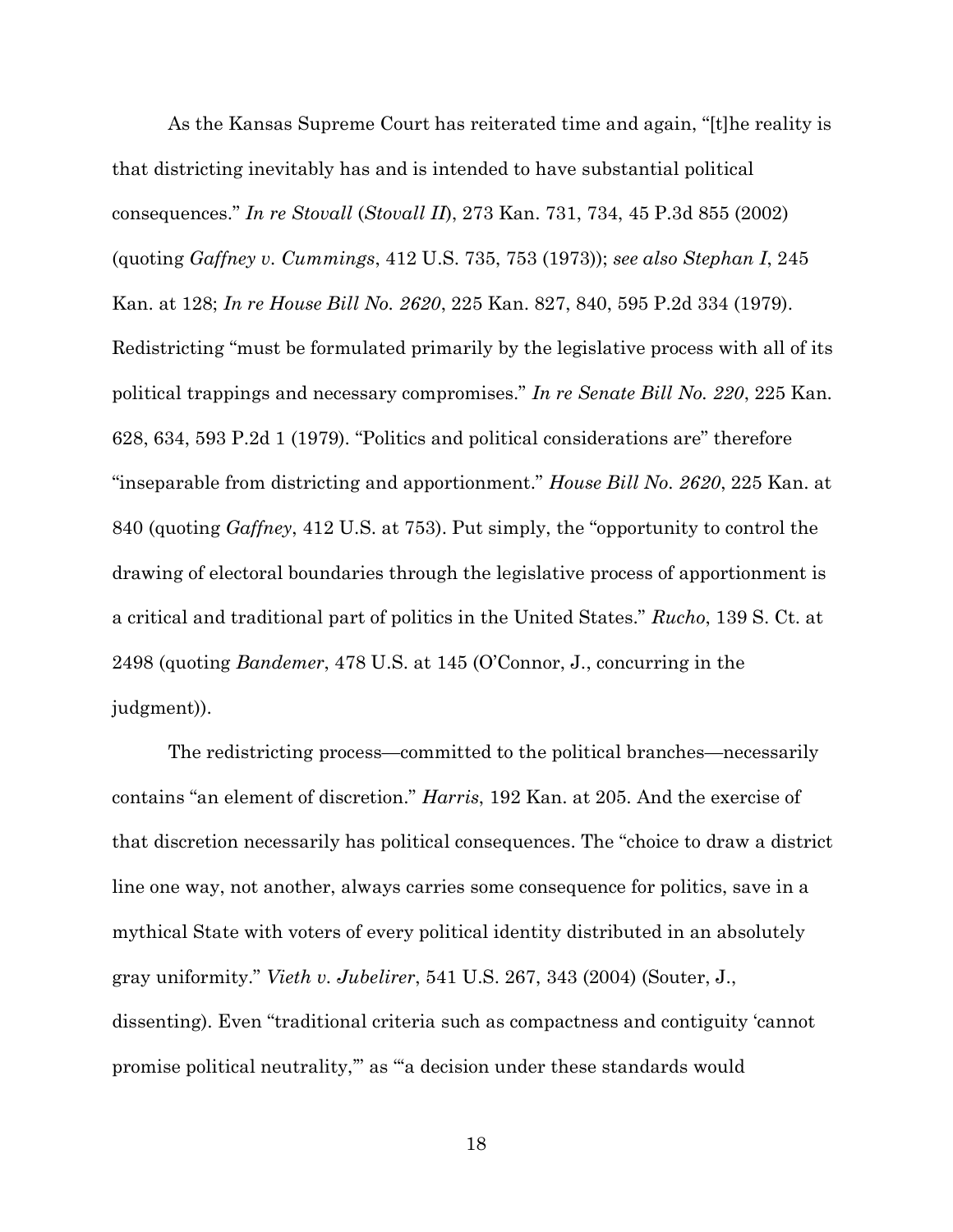As the Kansas Supreme Court has reiterated time and again, "[t]he reality is that districting inevitably has and is intended to have substantial political consequences." *In re Stovall* (*Stovall II*), 273 Kan. 731, 734, 45 P.3d 855 (2002) (quoting *Gaffney v. Cummings*, 412 U.S. 735, 753 (1973)); *see also Stephan I*, 245 Kan. at 128; *In re House Bill No. 2620*, 225 Kan. 827, 840, 595 P.2d 334 (1979). Redistricting "must be formulated primarily by the legislative process with all of its political trappings and necessary compromises." *In re Senate Bill No. 220*, 225 Kan. 628, 634, 593 P.2d 1 (1979). "Politics and political considerations are" therefore "inseparable from districting and apportionment." *House Bill No. 2620*, 225 Kan. at 840 (quoting *Gaffney*, 412 U.S. at 753). Put simply, the "opportunity to control the drawing of electoral boundaries through the legislative process of apportionment is a critical and traditional part of politics in the United States." *Rucho*, 139 S. Ct. at 2498 (quoting *Bandemer*, 478 U.S. at 145 (O'Connor, J., concurring in the judgment)).

The redistricting process—committed to the political branches—necessarily contains "an element of discretion." *Harris*, 192 Kan. at 205. And the exercise of that discretion necessarily has political consequences. The "choice to draw a district line one way, not another, always carries some consequence for politics, save in a mythical State with voters of every political identity distributed in an absolutely gray uniformity." *Vieth v. Jubelirer*, 541 U.S. 267, 343 (2004) (Souter, J., dissenting). Even "traditional criteria such as compactness and contiguity 'cannot promise political neutrality,'" as "'a decision under these standards would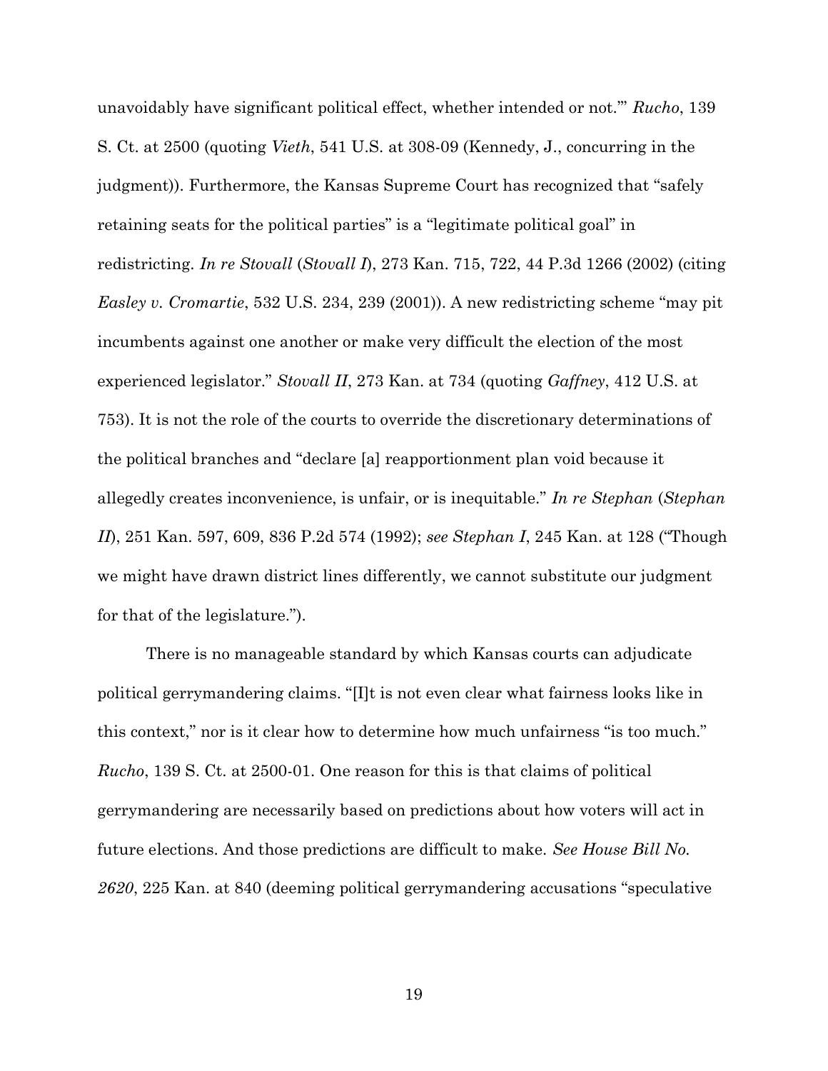unavoidably have significant political effect, whether intended or not.'" *Rucho*, 139 S. Ct. at 2500 (quoting *Vieth*, 541 U.S. at 308-09 (Kennedy, J., concurring in the judgment)). Furthermore, the Kansas Supreme Court has recognized that "safely retaining seats for the political parties" is a "legitimate political goal" in redistricting. *In re Stovall* (*Stovall I*), 273 Kan. 715, 722, 44 P.3d 1266 (2002) (citing *Easley v. Cromartie*, 532 U.S. 234, 239 (2001)). A new redistricting scheme "may pit incumbents against one another or make very difficult the election of the most experienced legislator." *Stovall II*, 273 Kan. at 734 (quoting *Gaffney*, 412 U.S. at 753). It is not the role of the courts to override the discretionary determinations of the political branches and "declare [a] reapportionment plan void because it allegedly creates inconvenience, is unfair, or is inequitable." *In re Stephan* (*Stephan II*), 251 Kan. 597, 609, 836 P.2d 574 (1992); *see Stephan I*, 245 Kan. at 128 ("Though we might have drawn district lines differently, we cannot substitute our judgment for that of the legislature.").

There is no manageable standard by which Kansas courts can adjudicate political gerrymandering claims. "[I]t is not even clear what fairness looks like in this context," nor is it clear how to determine how much unfairness "is too much." *Rucho*, 139 S. Ct. at 2500-01. One reason for this is that claims of political gerrymandering are necessarily based on predictions about how voters will act in future elections. And those predictions are difficult to make. *See House Bill No. 2620*, 225 Kan. at 840 (deeming political gerrymandering accusations "speculative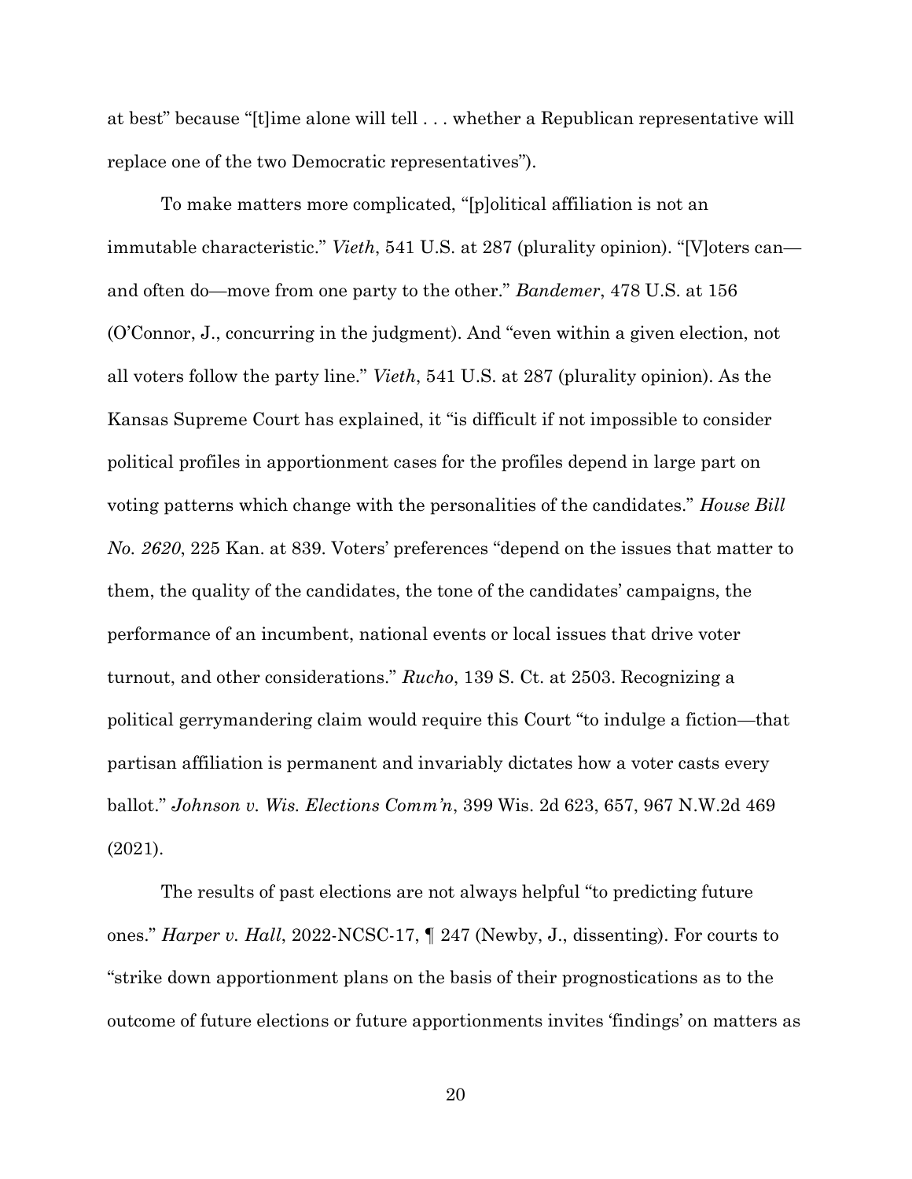at best" because "[t]ime alone will tell . . . whether a Republican representative will replace one of the two Democratic representatives").

To make matters more complicated, "[p]olitical affiliation is not an immutable characteristic." *Vieth*, 541 U.S. at 287 (plurality opinion). "[V]oters can—and often do—move from one party to the other." *Bandemer*, 478 U.S. at 156 (O'Connor, J., concurring in the judgment). And "even within a given election, not all voters follow the party line." *Vieth*, 541 U.S. at 287 (plurality opinion). As the Kansas Supreme Court has explained, it "is difficult if not impossible to consider political profiles in apportionment cases for the profiles depend in large part on voting patterns which change with the personalities of the candidates." *House Bill No. 2620*, 225 Kan. at 839. Voters' preferences "depend on the issues that matter to them, the quality of the candidates, the tone of the candidates' campaigns, the performance of an incumbent, national events or local issues that drive voter turnout, and other considerations." *Rucho*, 139 S. Ct. at 2503. Recognizing a political gerrymandering claim would require this Court "to indulge a fiction—that partisan affiliation is permanent and invariably dictates how a voter casts every ballot." *Johnson v. Wis. Elections Comm'n*, 399 Wis. 2d 623, 657, 967 N.W.2d 469 (2021).

The results of past elections are not always helpful "to predicting future ones." *Harper v. Hall*, 2022-NCSC-17, ¶ 247 (Newby, J., dissenting). For courts to "strike down apportionment plans on the basis of their prognostications as to the outcome of future elections or future apportionments invites 'findings' on matters as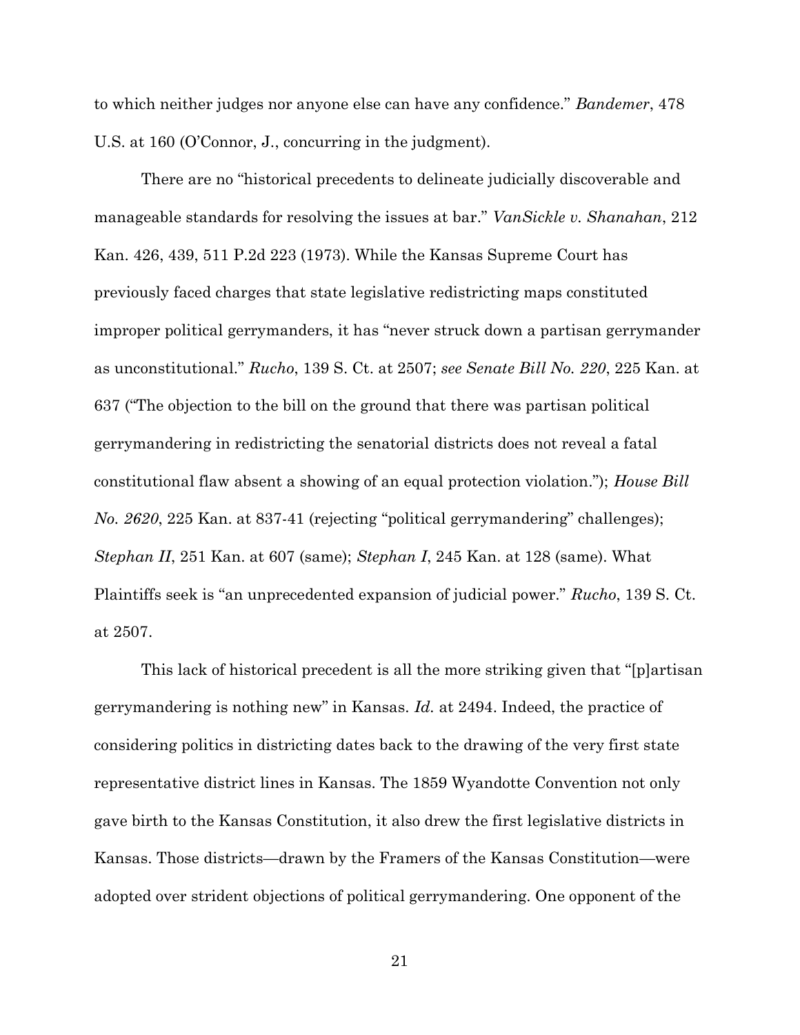to which neither judges nor anyone else can have any confidence." *Bandemer*, 478 U.S. at 160 (O'Connor, J., concurring in the judgment).

There are no "historical precedents to delineate judicially discoverable and manageable standards for resolving the issues at bar." *VanSickle v. Shanahan*, 212 Kan. 426, 439, 511 P.2d 223 (1973). While the Kansas Supreme Court has previously faced charges that state legislative redistricting maps constituted improper political gerrymanders, it has "never struck down a partisan gerrymander as unconstitutional." *Rucho*, 139 S. Ct. at 2507; *see Senate Bill No. 220*, 225 Kan. at 637 ("The objection to the bill on the ground that there was partisan political gerrymandering in redistricting the senatorial districts does not reveal a fatal constitutional flaw absent a showing of an equal protection violation."); *House Bill No. 2620*, 225 Kan. at 837-41 (rejecting "political gerrymandering" challenges); *Stephan II*, 251 Kan. at 607 (same); *Stephan I*, 245 Kan. at 128 (same). What Plaintiffs seek is "an unprecedented expansion of judicial power." *Rucho*, 139 S. Ct. at 2507.

This lack of historical precedent is all the more striking given that "[p]artisan gerrymandering is nothing new" in Kansas. *Id.* at 2494. Indeed, the practice of considering politics in districting dates back to the drawing of the very first state representative district lines in Kansas. The 1859 Wyandotte Convention not only gave birth to the Kansas Constitution, it also drew the first legislative districts in Kansas. Those districts—drawn by the Framers of the Kansas Constitution—were adopted over strident objections of political gerrymandering. One opponent of the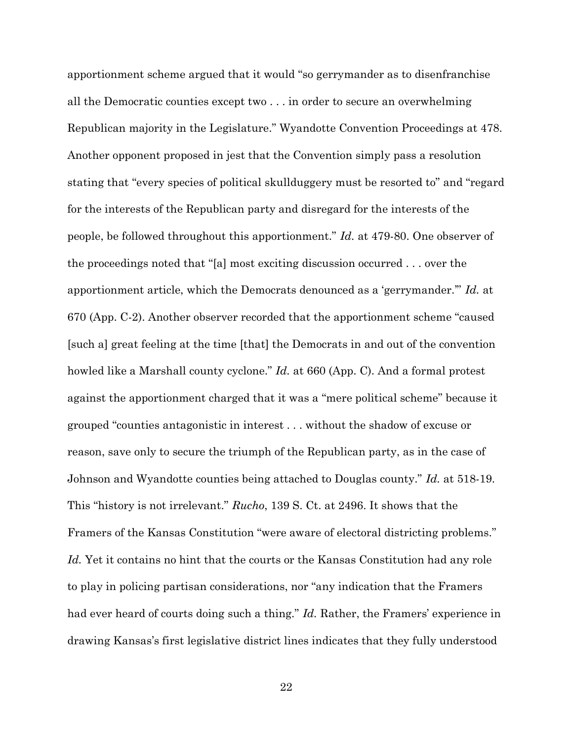apportionment scheme argued that it would "so gerrymander as to disenfranchise all the Democratic counties except two . . . in order to secure an overwhelming Republican majority in the Legislature." Wyandotte Convention Proceedings at 478. Another opponent proposed in jest that the Convention simply pass a resolution stating that "every species of political skullduggery must be resorted to" and "regard for the interests of the Republican party and disregard for the interests of the people, be followed throughout this apportionment." *Id.* at 479-80. One observer of the proceedings noted that "[a] most exciting discussion occurred . . . over the apportionment article, which the Democrats denounced as a 'gerrymander.'" *Id.* at 670 (App. C-2). Another observer recorded that the apportionment scheme "caused [such a] great feeling at the time [that] the Democrats in and out of the convention howled like a Marshall county cyclone." *Id.* at 660 (App. C). And a formal protest against the apportionment charged that it was a "mere political scheme" because it grouped "counties antagonistic in interest . . . without the shadow of excuse or reason, save only to secure the triumph of the Republican party, as in the case of Johnson and Wyandotte counties being attached to Douglas county." *Id.* at 518-19. This "history is not irrelevant." *Rucho*, 139 S. Ct. at 2496. It shows that the Framers of the Kansas Constitution "were aware of electoral districting problems." *Id.* Yet it contains no hint that the courts or the Kansas Constitution had any role to play in policing partisan considerations, nor "any indication that the Framers had ever heard of courts doing such a thing." *Id.* Rather, the Framers' experience in drawing Kansas's first legislative district lines indicates that they fully understood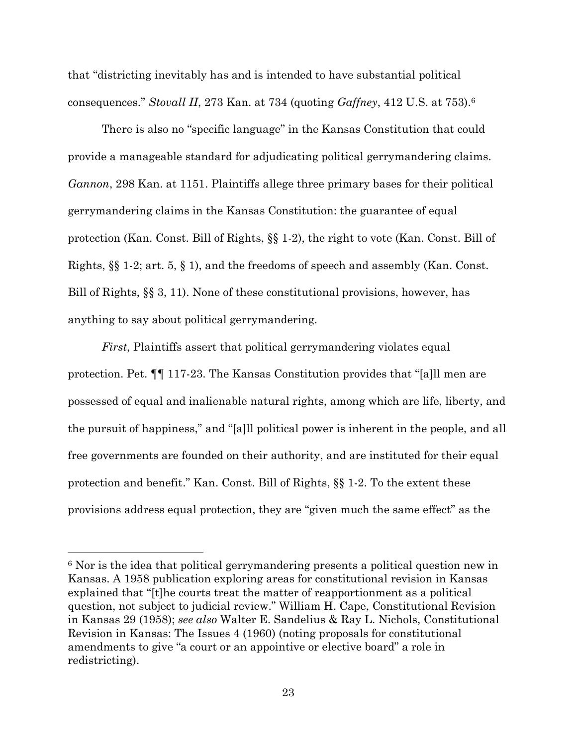that "districting inevitably has and is intended to have substantial political consequences." *Stovall II*, 273 Kan. at 734 (quoting *Gaffney*, 412 U.S. at 753).[6]

There is also no "specific language" in the Kansas Constitution that could provide a manageable standard for adjudicating political gerrymandering claims. *Gannon*, 298 Kan. at 1151. Plaintiffs allege three primary bases for their political gerrymandering claims in the Kansas Constitution: the guarantee of equal protection (Kan. Const. Bill of Rights, §§ 1-2), the right to vote (Kan. Const. Bill of Rights, §§ 1-2; art. 5, § 1), and the freedoms of speech and assembly (Kan. Const. Bill of Rights, §§ 3, 11). None of these constitutional provisions, however, has anything to say about political gerrymandering.

*First*, Plaintiffs assert that political gerrymandering violates equal protection. Pet. ¶¶ 117-23. The Kansas Constitution provides that "[a]ll men are possessed of equal and inalienable natural rights, among which are life, liberty, and the pursuit of happiness," and "[a]ll political power is inherent in the people, and all free governments are founded on their authority, and are instituted for their equal protection and benefit." Kan. Const. Bill of Rights, §§ 1-2. To the extent these provisions address equal protection, they are "given much the same effect" as the

---

[6] Nor is the idea that political gerrymandering presents a political question new in Kansas. A 1958 publication exploring areas for constitutional revision in Kansas explained that "[t]he courts treat the matter of reapportionment as a political question, not subject to judicial review." William H. Cape, Constitutional Revision in Kansas 29 (1958); *see also* Walter E. Sandelius & Ray L. Nichols, Constitutional Revision in Kansas: The Issues 4 (1960) (noting proposals for constitutional amendments to give "a court or an appointive or elective board" a role in redistricting).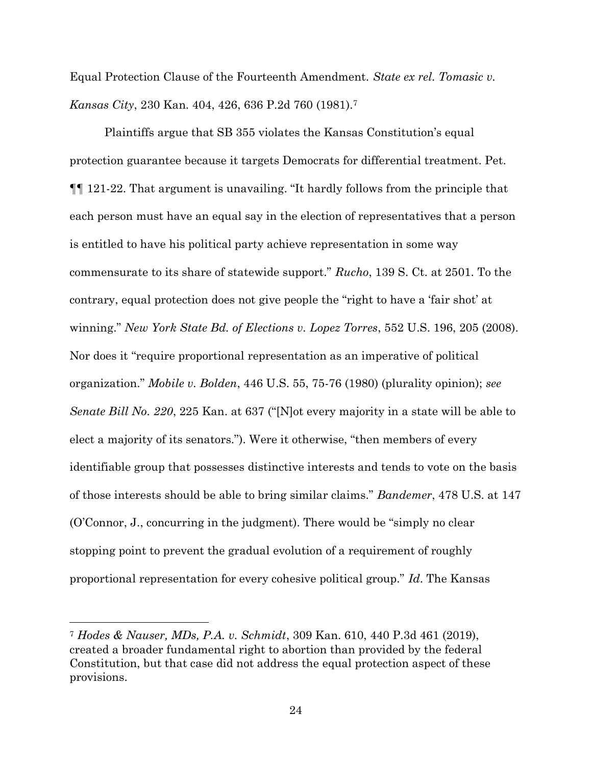Equal Protection Clause of the Fourteenth Amendment. *State ex rel. Tomasic v. Kansas City*, 230 Kan. 404, 426, 636 P.2d 760 (1981).[7]

Plaintiffs argue that SB 355 violates the Kansas Constitution's equal protection guarantee because it targets Democrats for differential treatment. Pet. ¶¶ 121-22. That argument is unavailing. "It hardly follows from the principle that each person must have an equal say in the election of representatives that a person is entitled to have his political party achieve representation in some way commensurate to its share of statewide support." *Rucho*, 139 S. Ct. at 2501. To the contrary, equal protection does not give people the "right to have a 'fair shot' at winning." *New York State Bd. of Elections v. Lopez Torres*, 552 U.S. 196, 205 (2008). Nor does it "require proportional representation as an imperative of political organization." *Mobile v. Bolden*, 446 U.S. 55, 75-76 (1980) (plurality opinion); *see Senate Bill No. 220*, 225 Kan. at 637 ("[N]ot every majority in a state will be able to elect a majority of its senators."). Were it otherwise, "then members of every identifiable group that possesses distinctive interests and tends to vote on the basis of those interests should be able to bring similar claims." *Bandemer*, 478 U.S. at 147 (O'Connor, J., concurring in the judgment). There would be "simply no clear stopping point to prevent the gradual evolution of a requirement of roughly proportional representation for every cohesive political group." *Id*. The Kansas

[7] *Hodes & Nauser, MDs, P.A. v. Schmidt*, 309 Kan. 610, 440 P.3d 461 (2019), created a broader fundamental right to abortion than provided by the federal Constitution, but that case did not address the equal protection aspect of these provisions.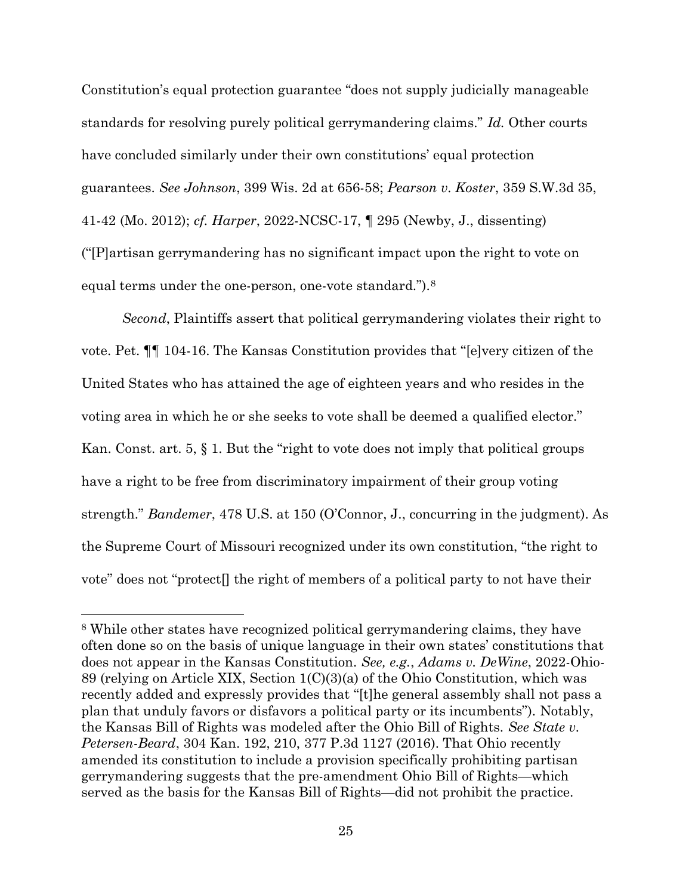Constitution's equal protection guarantee "does not supply judicially manageable standards for resolving purely political gerrymandering claims." *Id.* Other courts have concluded similarly under their own constitutions' equal protection guarantees. *See Johnson*, 399 Wis. 2d at 656-58; *Pearson v. Koster*, 359 S.W.3d 35, 41-42 (Mo. 2012); *cf. Harper*, 2022-NCSC-17, ¶ 295 (Newby, J., dissenting) ("[P]artisan gerrymandering has no significant impact upon the right to vote on equal terms under the one-person, one-vote standard.").[8]

*Second*, Plaintiffs assert that political gerrymandering violates their right to vote. Pet. ¶¶ 104-16. The Kansas Constitution provides that "[e]very citizen of the United States who has attained the age of eighteen years and who resides in the voting area in which he or she seeks to vote shall be deemed a qualified elector." Kan. Const. art. 5, § 1. But the "right to vote does not imply that political groups have a right to be free from discriminatory impairment of their group voting strength." *Bandemer*, 478 U.S. at 150 (O'Connor, J., concurring in the judgment). As the Supreme Court of Missouri recognized under its own constitution, "the right to vote" does not "protect[] the right of members of a political party to not have their

---

[8] While other states have recognized political gerrymandering claims, they have often done so on the basis of unique language in their own states' constitutions that does not appear in the Kansas Constitution. *See, e.g.*, *Adams v. DeWine*, 2022-Ohio-89 (relying on Article XIX, Section 1(C)(3)(a) of the Ohio Constitution, which was recently added and expressly provides that "[t]he general assembly shall not pass a plan that unduly favors or disfavors a political party or its incumbents"). Notably, the Kansas Bill of Rights was modeled after the Ohio Bill of Rights. *See State v. Petersen-Beard*, 304 Kan. 192, 210, 377 P.3d 1127 (2016). That Ohio recently amended its constitution to include a provision specifically prohibiting partisan gerrymandering suggests that the pre-amendment Ohio Bill of Rights—which served as the basis for the Kansas Bill of Rights—did not prohibit the practice.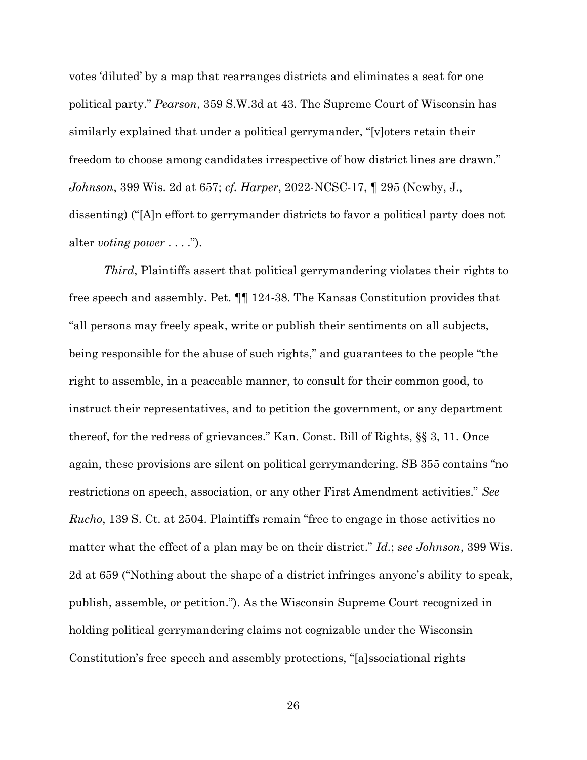votes 'diluted' by a map that rearranges districts and eliminates a seat for one political party." *Pearson*, 359 S.W.3d at 43. The Supreme Court of Wisconsin has similarly explained that under a political gerrymander, "[v]oters retain their freedom to choose among candidates irrespective of how district lines are drawn." *Johnson*, 399 Wis. 2d at 657; *cf. Harper*, 2022-NCSC-17, ¶ 295 (Newby, J., dissenting) ("[A]n effort to gerrymander districts to favor a political party does not alter *voting power* . . . .").

*Third*, Plaintiffs assert that political gerrymandering violates their rights to free speech and assembly. Pet. ¶¶ 124-38. The Kansas Constitution provides that "all persons may freely speak, write or publish their sentiments on all subjects, being responsible for the abuse of such rights," and guarantees to the people "the right to assemble, in a peaceable manner, to consult for their common good, to instruct their representatives, and to petition the government, or any department thereof, for the redress of grievances." Kan. Const. Bill of Rights, §§ 3, 11. Once again, these provisions are silent on political gerrymandering. SB 355 contains "no restrictions on speech, association, or any other First Amendment activities." *See Rucho*, 139 S. Ct. at 2504. Plaintiffs remain "free to engage in those activities no matter what the effect of a plan may be on their district." *Id.*; *see Johnson*, 399 Wis. 2d at 659 ("Nothing about the shape of a district infringes anyone's ability to speak, publish, assemble, or petition."). As the Wisconsin Supreme Court recognized in holding political gerrymandering claims not cognizable under the Wisconsin Constitution's free speech and assembly protections, "[a]ssociational rights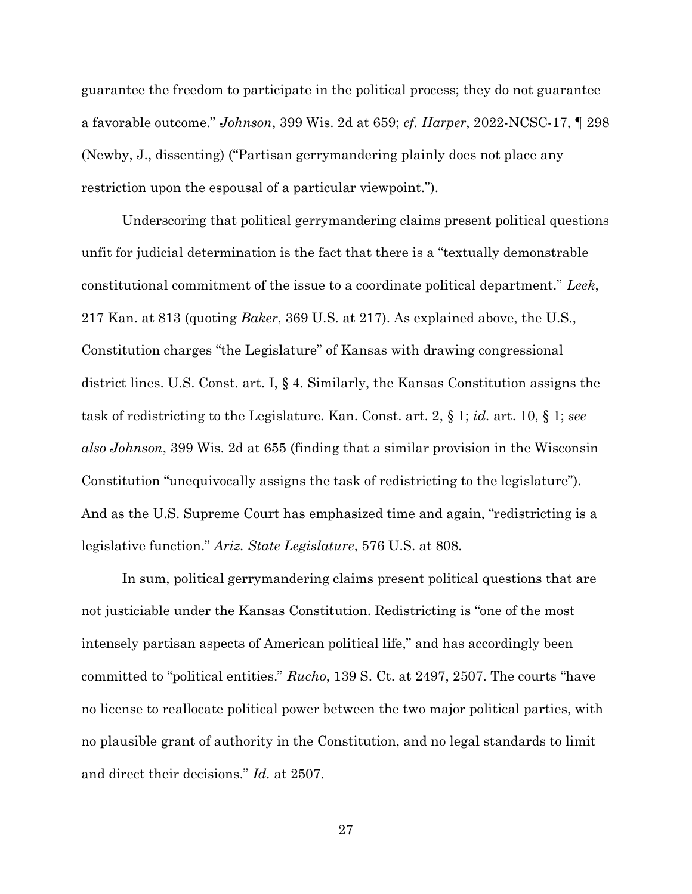guarantee the freedom to participate in the political process; they do not guarantee a favorable outcome." *Johnson*, 399 Wis. 2d at 659; *cf. Harper*, 2022-NCSC-17, ¶ 298 (Newby, J., dissenting) ("Partisan gerrymandering plainly does not place any restriction upon the espousal of a particular viewpoint.").

Underscoring that political gerrymandering claims present political questions unfit for judicial determination is the fact that there is a "textually demonstrable constitutional commitment of the issue to a coordinate political department." *Leek*, 217 Kan. at 813 (quoting *Baker*, 369 U.S. at 217). As explained above, the U.S., Constitution charges "the Legislature" of Kansas with drawing congressional district lines. U.S. Const. art. I, § 4. Similarly, the Kansas Constitution assigns the task of redistricting to the Legislature. Kan. Const. art. 2, § 1; *id.* art. 10, § 1; *see also Johnson*, 399 Wis. 2d at 655 (finding that a similar provision in the Wisconsin Constitution "unequivocally assigns the task of redistricting to the legislature"). And as the U.S. Supreme Court has emphasized time and again, "redistricting is a legislative function." *Ariz. State Legislature*, 576 U.S. at 808.

In sum, political gerrymandering claims present political questions that are not justiciable under the Kansas Constitution. Redistricting is "one of the most intensely partisan aspects of American political life," and has accordingly been committed to "political entities." *Rucho*, 139 S. Ct. at 2497, 2507. The courts "have no license to reallocate political power between the two major political parties, with no plausible grant of authority in the Constitution, and no legal standards to limit and direct their decisions." *Id.* at 2507.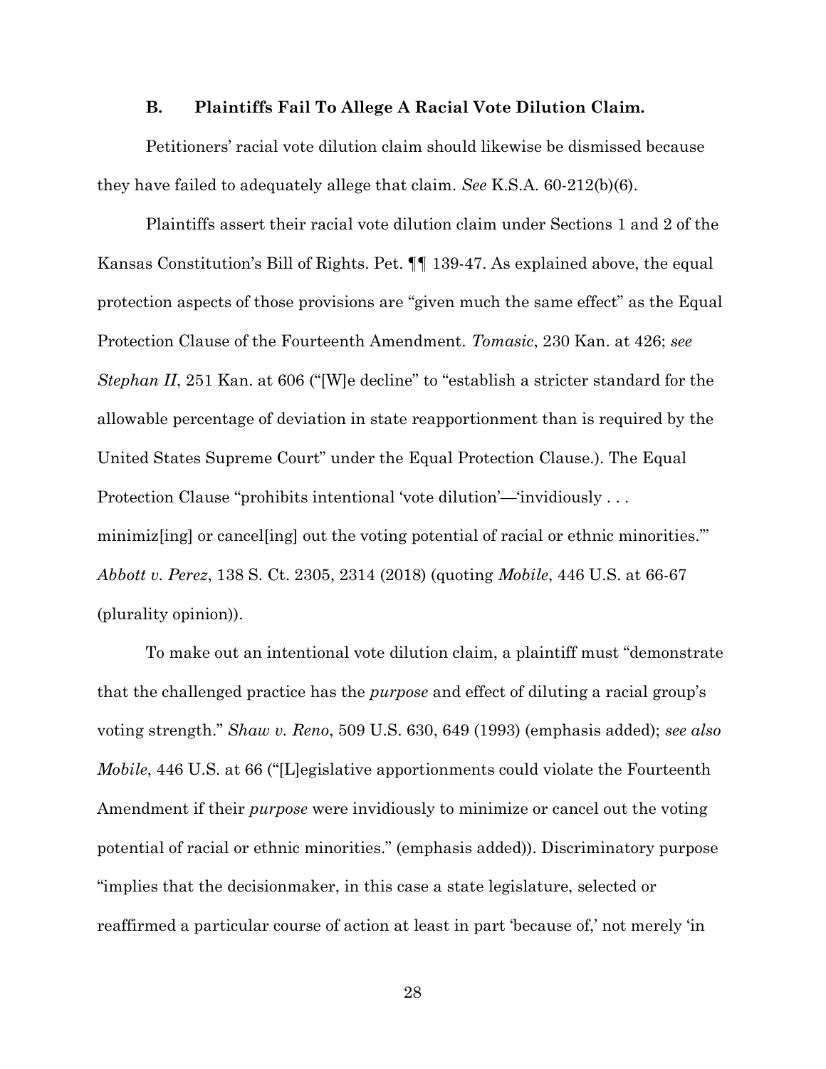### B. Plaintiffs Fail To Allege A Racial Vote Dilution Claim.

Petitioners' racial vote dilution claim should likewise be dismissed because they have failed to adequately allege that claim. *See* K.S.A. 60-212(b)(6).

Plaintiffs assert their racial vote dilution claim under Sections 1 and 2 of the Kansas Constitution's Bill of Rights. Pet. ¶¶ 139-47. As explained above, the equal protection aspects of those provisions are "given much the same effect" as the Equal Protection Clause of the Fourteenth Amendment. *Tomasic*, 230 Kan. at 426; *see Stephan II*, 251 Kan. at 606 ("[W]e decline" to "establish a stricter standard for the allowable percentage of deviation in state reapportionment than is required by the United States Supreme Court" under the Equal Protection Clause.). The Equal Protection Clause "prohibits intentional 'vote dilution'—'invidiously . . . minimiz[ing] or cancel[ing] out the voting potential of racial or ethnic minorities.'" *Abbott v. Perez*, 138 S. Ct. 2305, 2314 (2018) (quoting *Mobile*, 446 U.S. at 66-67 (plurality opinion)).

To make out an intentional vote dilution claim, a plaintiff must "demonstrate that the challenged practice has the *purpose* and effect of diluting a racial group's voting strength." *Shaw v. Reno*, 509 U.S. 630, 649 (1993) (emphasis added); *see also Mobile*, 446 U.S. at 66 ("[L]egislative apportionments could violate the Fourteenth Amendment if their *purpose* were invidiously to minimize or cancel out the voting potential of racial or ethnic minorities." (emphasis added)). Discriminatory purpose "implies that the decisionmaker, in this case a state legislature, selected or reaffirmed a particular course of action at least in part 'because of,' not merely 'in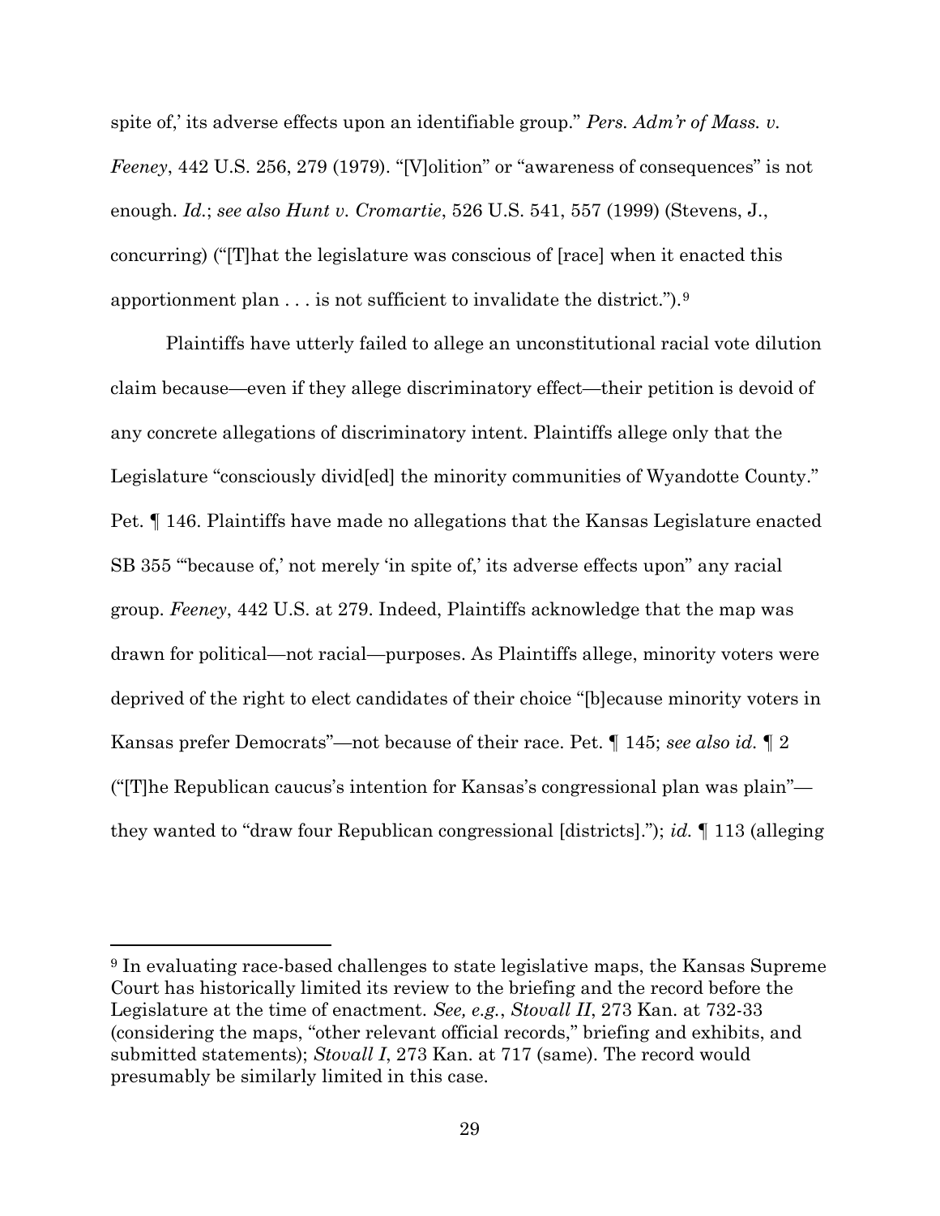spite of,' its adverse effects upon an identifiable group." *Pers. Adm'r of Mass. v. Feeney*, 442 U.S. 256, 279 (1979). "[V]olition" or "awareness of consequences" is not enough. *Id.*; *see also Hunt v. Cromartie*, 526 U.S. 541, 557 (1999) (Stevens, J., concurring) ("[T]hat the legislature was conscious of [race] when it enacted this apportionment plan . . . is not sufficient to invalidate the district.").[9]

Plaintiffs have utterly failed to allege an unconstitutional racial vote dilution claim because—even if they allege discriminatory effect—their petition is devoid of any concrete allegations of discriminatory intent. Plaintiffs allege only that the Legislature "consciously divid[ed] the minority communities of Wyandotte County." Pet. ¶ 146. Plaintiffs have made no allegations that the Kansas Legislature enacted SB 355 "'because of,' not merely 'in spite of,' its adverse effects upon" any racial group. *Feeney*, 442 U.S. at 279. Indeed, Plaintiffs acknowledge that the map was drawn for political—not racial—purposes. As Plaintiffs allege, minority voters were deprived of the right to elect candidates of their choice "[b]ecause minority voters in Kansas prefer Democrats"—not because of their race. Pet. ¶ 145; *see also id.* ¶ 2 ("[T]he Republican caucus's intention for Kansas's congressional plan was plain"—they wanted to "draw four Republican congressional [districts]."); *id.* ¶ 113 (alleging

[9] In evaluating race-based challenges to state legislative maps, the Kansas Supreme Court has historically limited its review to the briefing and the record before the Legislature at the time of enactment. *See, e.g.*, *Stovall II*, 273 Kan. at 732-33 (considering the maps, "other relevant official records," briefing and exhibits, and submitted statements); *Stovall I*, 273 Kan. at 717 (same). The record would presumably be similarly limited in this case.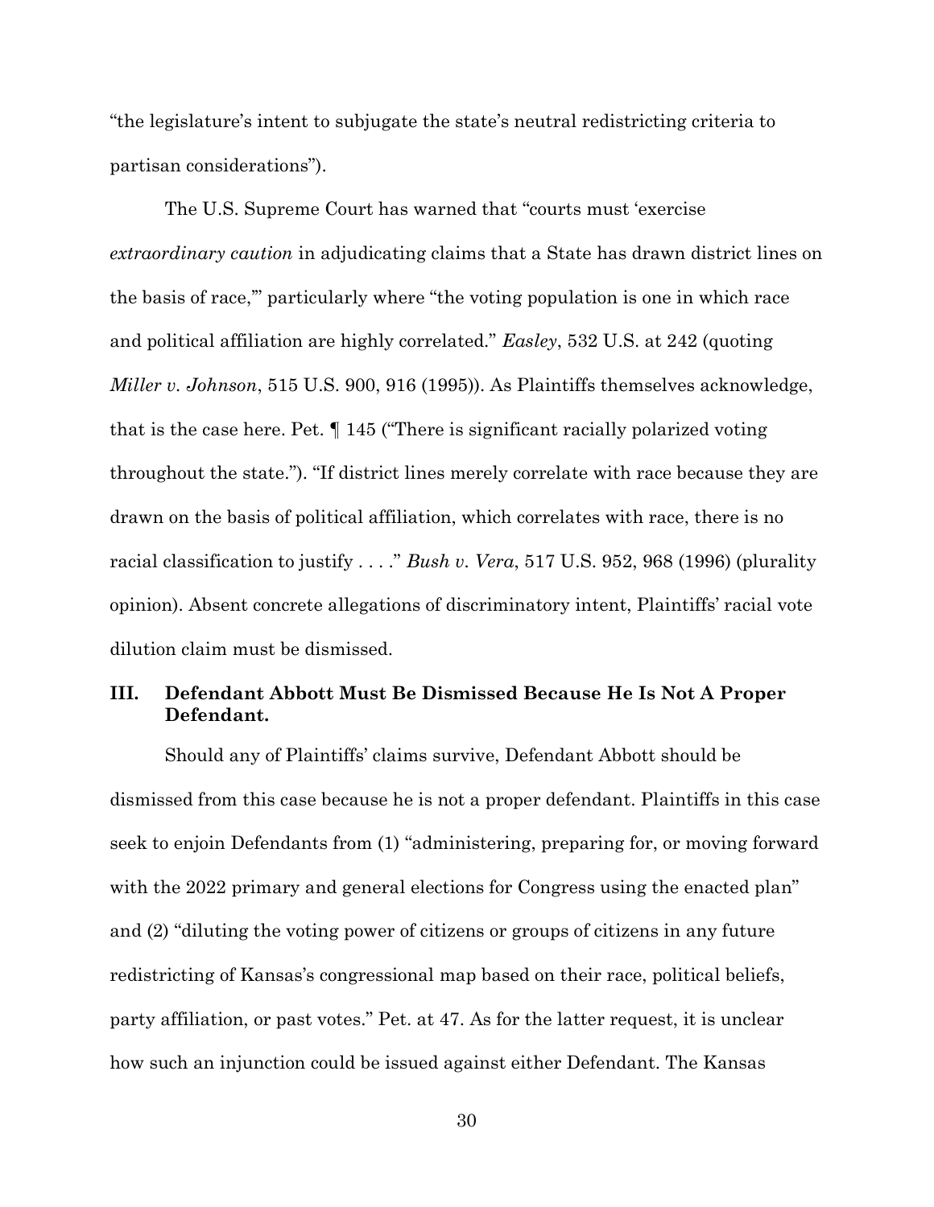"the legislature's intent to subjugate the state's neutral redistricting criteria to partisan considerations").

The U.S. Supreme Court has warned that "courts must 'exercise *extraordinary caution* in adjudicating claims that a State has drawn district lines on the basis of race,'" particularly where "the voting population is one in which race and political affiliation are highly correlated." *Easley*, 532 U.S. at 242 (quoting *Miller v. Johnson*, 515 U.S. 900, 916 (1995)). As Plaintiffs themselves acknowledge, that is the case here. Pet. ¶ 145 ("There is significant racially polarized voting throughout the state."). "If district lines merely correlate with race because they are drawn on the basis of political affiliation, which correlates with race, there is no racial classification to justify . . . ." *Bush v. Vera*, 517 U.S. 952, 968 (1996) (plurality opinion). Absent concrete allegations of discriminatory intent, Plaintiffs' racial vote dilution claim must be dismissed.

## III. Defendant Abbott Must Be Dismissed Because He Is Not A Proper Defendant.

Should any of Plaintiffs' claims survive, Defendant Abbott should be dismissed from this case because he is not a proper defendant. Plaintiffs in this case seek to enjoin Defendants from (1) "administering, preparing for, or moving forward with the 2022 primary and general elections for Congress using the enacted plan" and (2) "diluting the voting power of citizens or groups of citizens in any future redistricting of Kansas's congressional map based on their race, political beliefs, party affiliation, or past votes." Pet. at 47. As for the latter request, it is unclear how such an injunction could be issued against either Defendant. The Kansas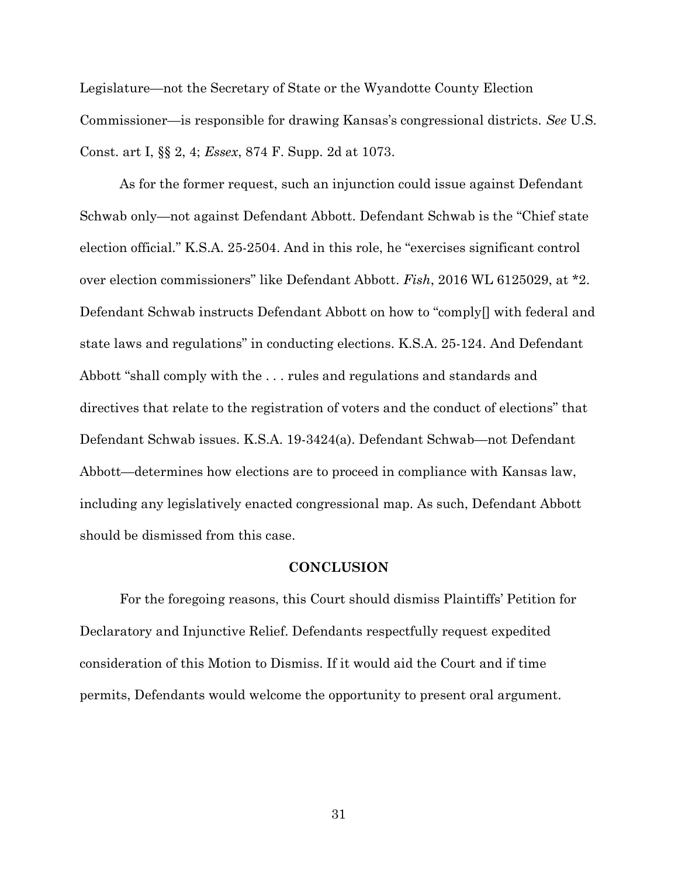Legislature—not the Secretary of State or the Wyandotte County Election Commissioner—is responsible for drawing Kansas's congressional districts. *See* U.S. Const. art I, §§ 2, 4; *Essex*, 874 F. Supp. 2d at 1073.

As for the former request, such an injunction could issue against Defendant Schwab only—not against Defendant Abbott. Defendant Schwab is the "Chief state election official." K.S.A. 25-2504. And in this role, he "exercises significant control over election commissioners" like Defendant Abbott. *Fish*, 2016 WL 6125029, at *2. Defendant Schwab instructs Defendant Abbott on how to "comply[] with federal and state laws and regulations" in conducting elections. K.S.A. 25-124. And Defendant Abbott "shall comply with the . . . rules and regulations and standards and directives that relate to the registration of voters and the conduct of elections" that Defendant Schwab issues. K.S.A. 19-3424(a). Defendant Schwab—not Defendant Abbott—determines how elections are to proceed in compliance with Kansas law, including any legislatively enacted congressional map. As such, Defendant Abbott should be dismissed from this case.

## CONCLUSION

For the foregoing reasons, this Court should dismiss Plaintiffs' Petition for Declaratory and Injunctive Relief. Defendants respectfully request expedited consideration of this Motion to Dismiss. If it would aid the Court and if time permits, Defendants would welcome the opportunity to present oral argument.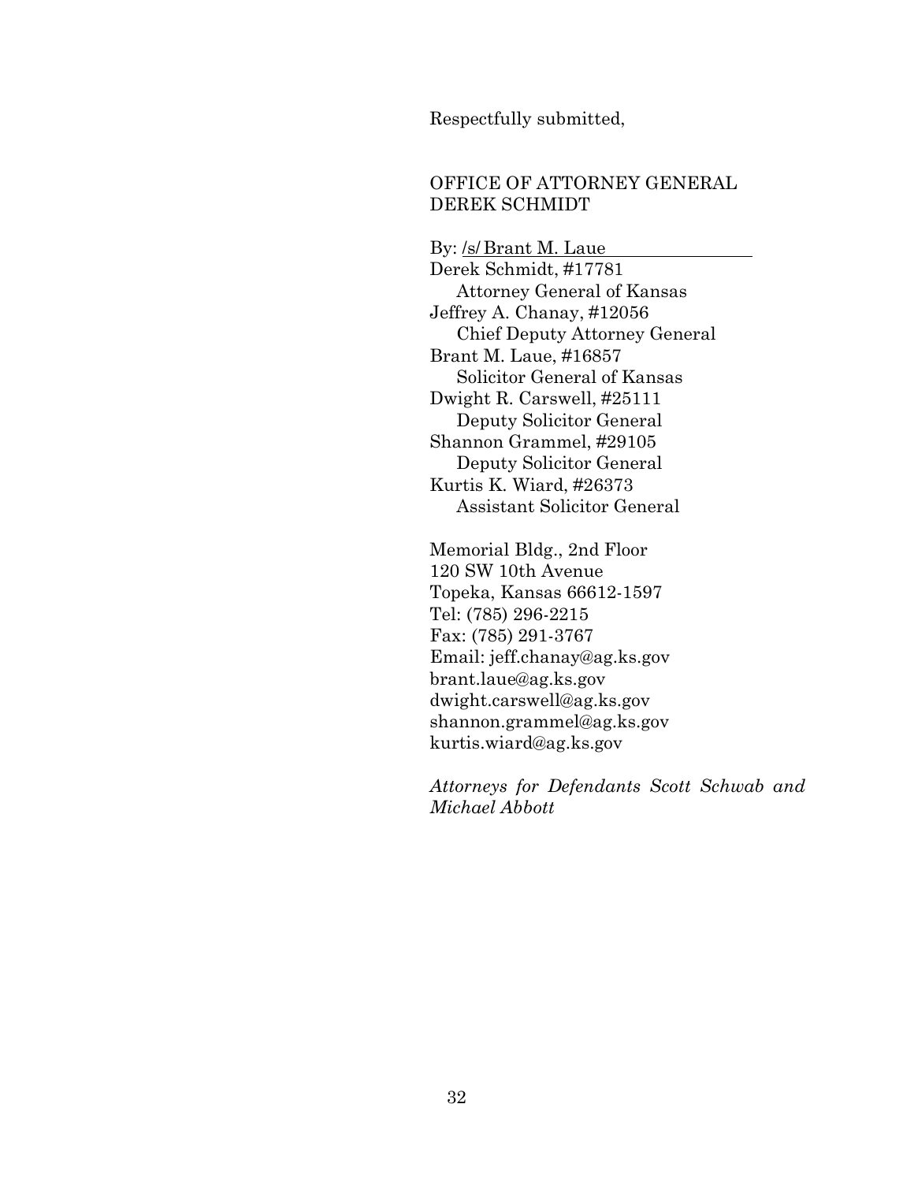Respectfully submitted,

OFFICE OF ATTORNEY GENERAL
DEREK SCHMIDT

By: /s/ Brant M. Laue
Derek Schmidt, #17781
    Attorney General of Kansas
Jeffrey A. Chanay, #12056
    Chief Deputy Attorney General
Brant M. Laue, #16857
    Solicitor General of Kansas
Dwight R. Carswell, #25111
    Deputy Solicitor General
Shannon Grammel, #29105
    Deputy Solicitor General
Kurtis K. Wiard, #26373
    Assistant Solicitor General

Memorial Bldg., 2nd Floor
120 SW 10th Avenue
Topeka, Kansas 66612-1597
Tel: (785) 296-2215
Fax: (785) 291-3767
Email: jeff.chanay@ag.ks.gov
brant.laue@ag.ks.gov
dwight.carswell@ag.ks.gov
shannon.grammel@ag.ks.gov
kurtis.wiard@ag.ks.gov

*Attorneys for Defendants Scott Schwab and Michael Abbott*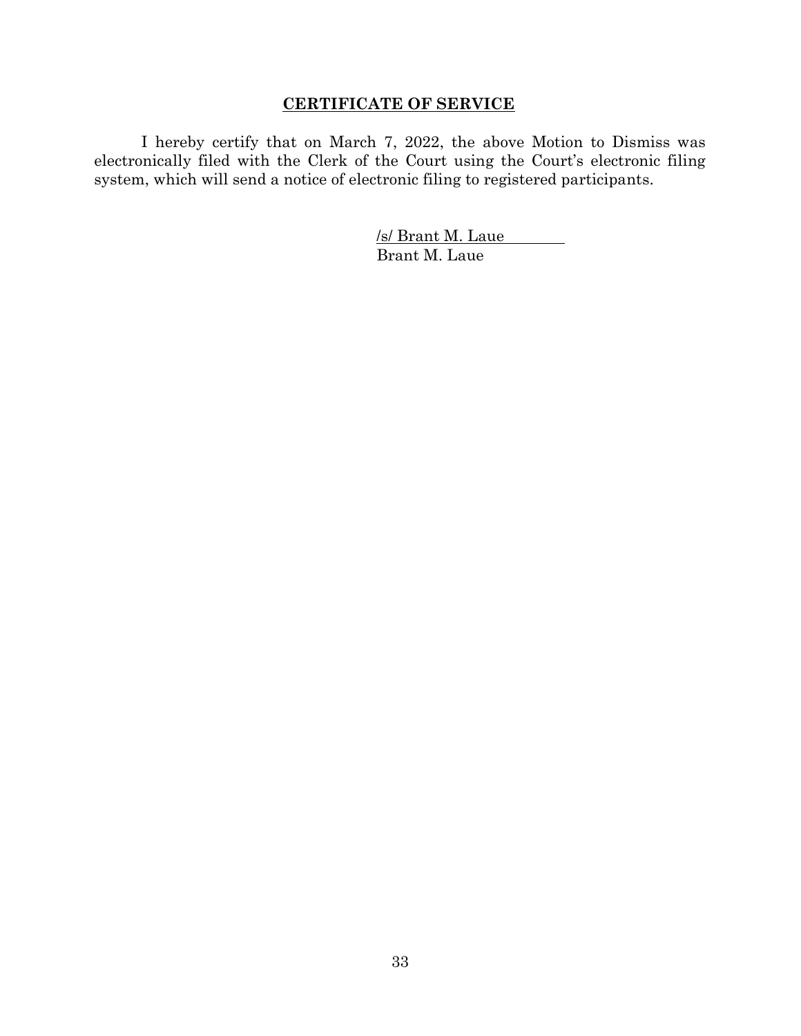**CERTIFICATE OF SERVICE**

I hereby certify that on March 7, 2022, the above Motion to Dismiss was electronically filed with the Clerk of the Court using the Court's electronic filing system, which will send a notice of electronic filing to registered participants.

/s/ Brant M. Laue
Brant M. Laue